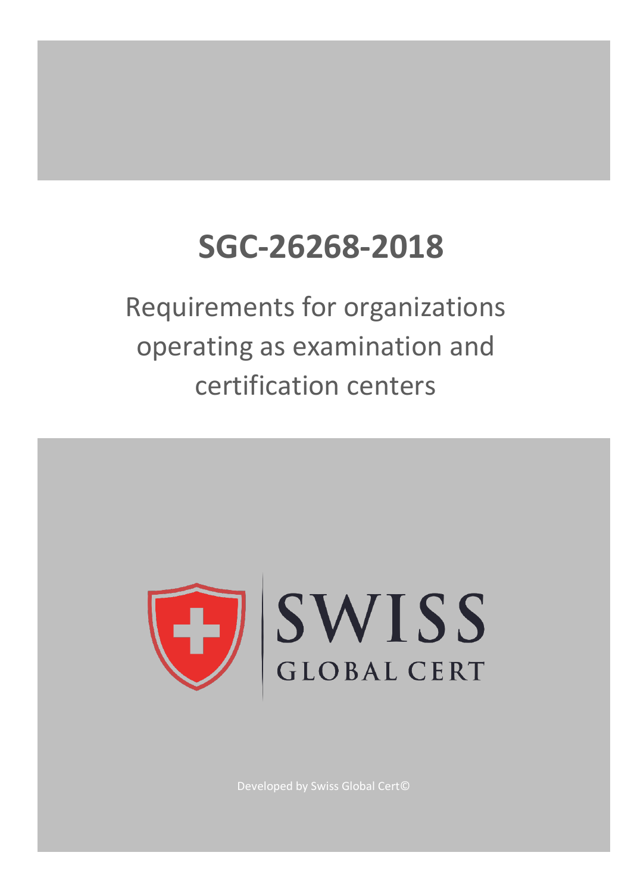# SGC-26268-2018

## Requirements for organizations operating as examination and certification centers

SWISS GLOBAL CERT

Developed by Swiss Global Cert©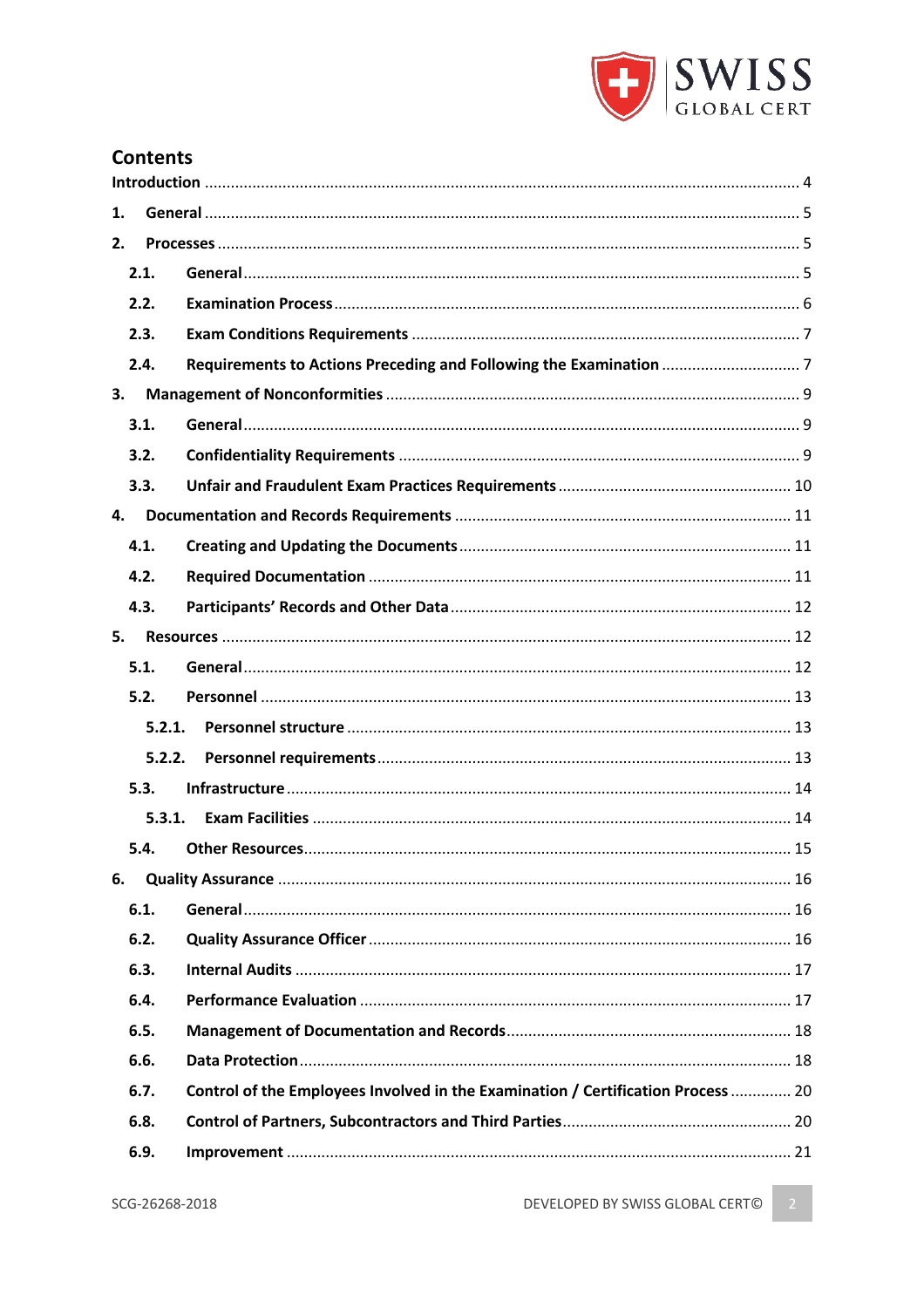# Contents

Introduction ... 4

1. General ... 5
2. Processes ... 5
   - 2.1. General ... 5
   - 2.2. Examination Process ... 6
   - 2.3. Exam Conditions Requirements ... 7
   - 2.4. Requirements to Actions Preceding and Following the Examination ... 7
3. Management of Nonconformities ... 9
   - 3.1. General ... 9
   - 3.2. Confidentiality Requirements ... 9
   - 3.3. Unfair and Fraudulent Exam Practices Requirements ... 10
4. Documentation and Records Requirements ... 11
   - 4.1. Creating and Updating the Documents ... 11
   - 4.2. Required Documentation ... 11
   - 4.3. Participants' Records and Other Data ... 12
5. Resources ... 12
   - 5.1. General ... 12
   - 5.2. Personnel ... 13
     - 5.2.1. Personnel structure ... 13
     - 5.2.2. Personnel requirements ... 13
   - 5.3. Infrastructure ... 14
     - 5.3.1. Exam Facilities ... 14
   - 5.4. Other Resources ... 15
6. Quality Assurance ... 16
   - 6.1. General ... 16
   - 6.2. Quality Assurance Officer ... 16
   - 6.3. Internal Audits ... 17
   - 6.4. Performance Evaluation ... 17
   - 6.5. Management of Documentation and Records ... 18
   - 6.6. Data Protection ... 18
   - 6.7. Control of the Employees Involved in the Examination / Certification Process ... 20
   - 6.8. Control of Partners, Subcontractors and Third Parties ... 20
   - 6.9. Improvement ... 21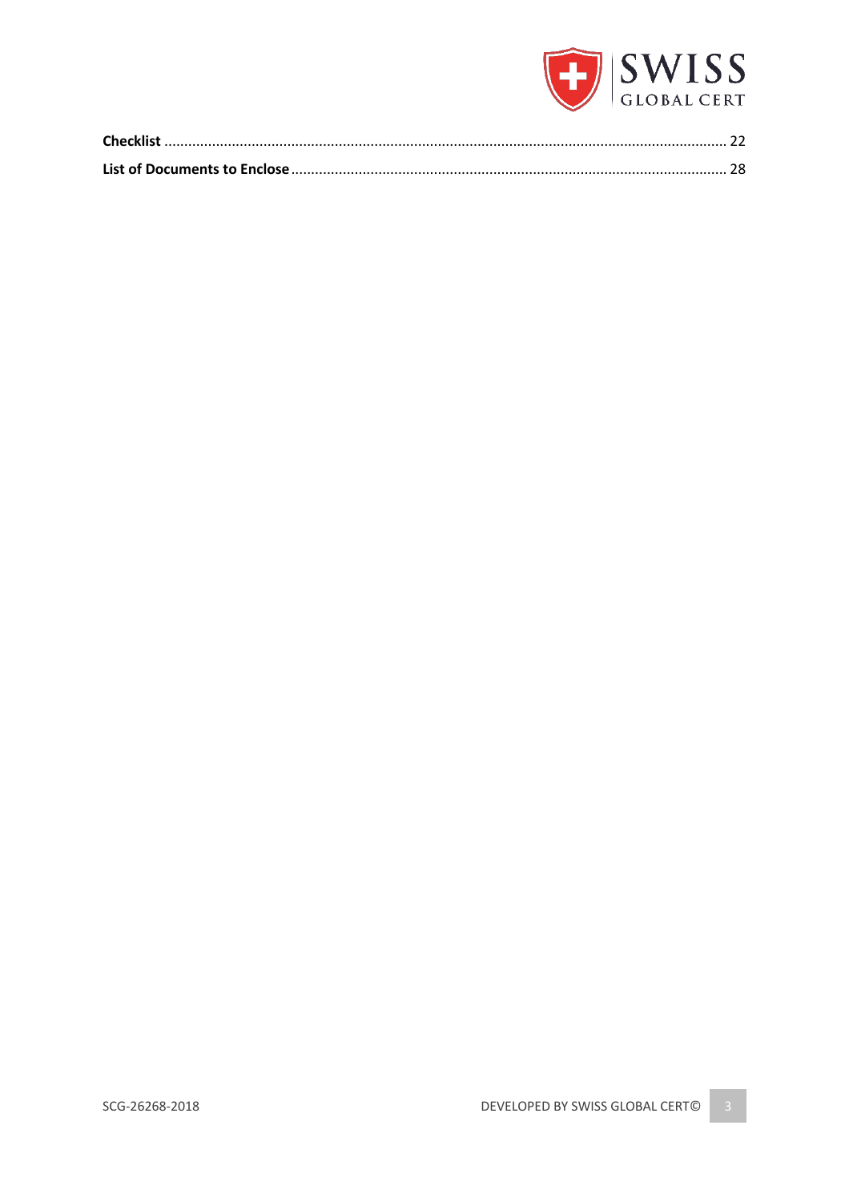**Checklist** ........................................................................................................................................... 22

**List of Documents to Enclose** ............................................................................................................ 28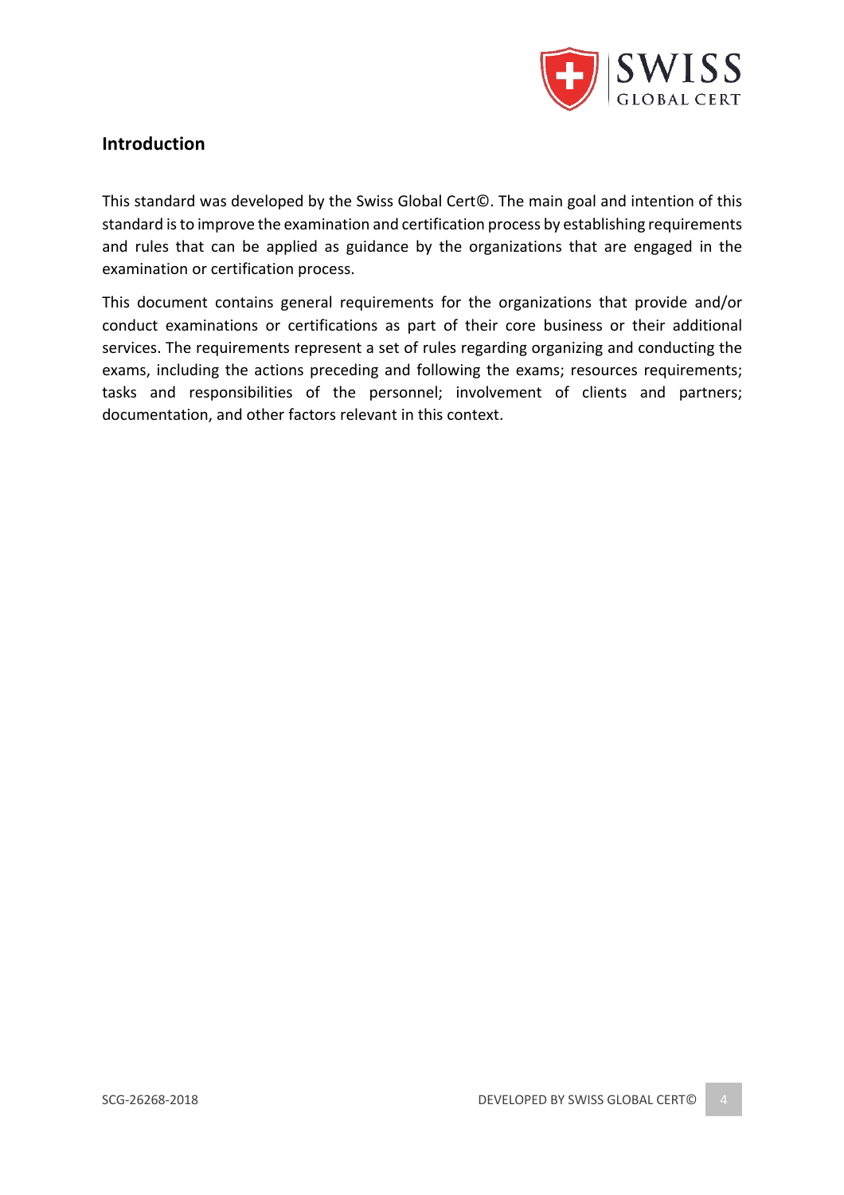## Introduction

This standard was developed by the Swiss Global Cert©. The main goal and intention of this standard is to improve the examination and certification process by establishing requirements and rules that can be applied as guidance by the organizations that are engaged in the examination or certification process.

This document contains general requirements for the organizations that provide and/or conduct examinations or certifications as part of their core business or their additional services. The requirements represent a set of rules regarding organizing and conducting the exams, including the actions preceding and following the exams; resources requirements; tasks and responsibilities of the personnel; involvement of clients and partners; documentation, and other factors relevant in this context.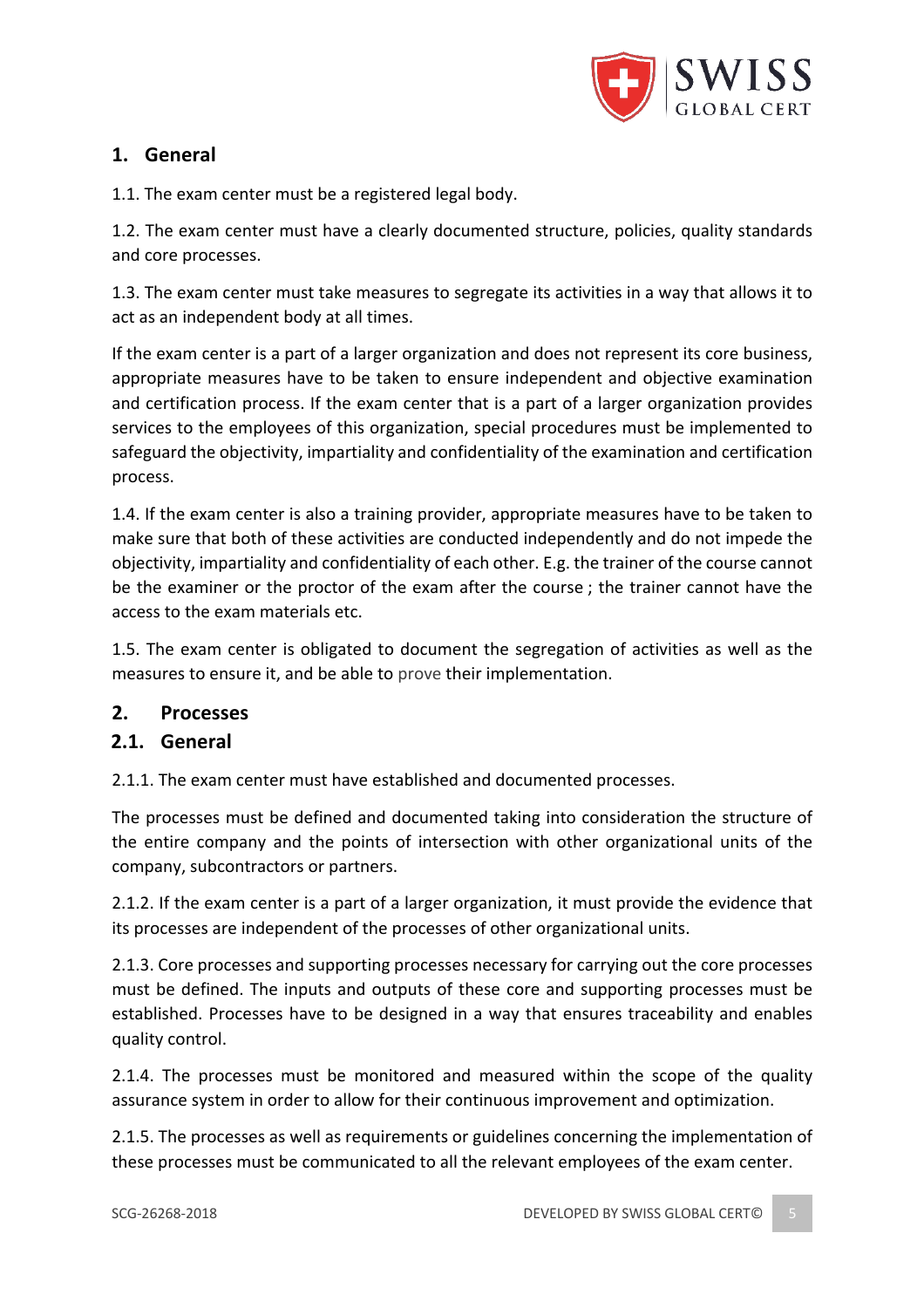## 1. General

1.1. The exam center must be a registered legal body.

1.2. The exam center must have a clearly documented structure, policies, quality standards and core processes.

1.3. The exam center must take measures to segregate its activities in a way that allows it to act as an independent body at all times.

If the exam center is a part of a larger organization and does not represent its core business, appropriate measures have to be taken to ensure independent and objective examination and certification process. If the exam center that is a part of a larger organization provides services to the employees of this organization, special procedures must be implemented to safeguard the objectivity, impartiality and confidentiality of the examination and certification process.

1.4. If the exam center is also a training provider, appropriate measures have to be taken to make sure that both of these activities are conducted independently and do not impede the objectivity, impartiality and confidentiality of each other. E.g. the trainer of the course cannot be the examiner or the proctor of the exam after the course ; the trainer cannot have the access to the exam materials etc.

1.5. The exam center is obligated to document the segregation of activities as well as the measures to ensure it, and be able to prove their implementation.

## 2. Processes

### 2.1. General

2.1.1. The exam center must have established and documented processes.

The processes must be defined and documented taking into consideration the structure of the entire company and the points of intersection with other organizational units of the company, subcontractors or partners.

2.1.2. If the exam center is a part of a larger organization, it must provide the evidence that its processes are independent of the processes of other organizational units.

2.1.3. Core processes and supporting processes necessary for carrying out the core processes must be defined. The inputs and outputs of these core and supporting processes must be established. Processes have to be designed in a way that ensures traceability and enables quality control.

2.1.4. The processes must be monitored and measured within the scope of the quality assurance system in order to allow for their continuous improvement and optimization.

2.1.5. The processes as well as requirements or guidelines concerning the implementation of these processes must be communicated to all the relevant employees of the exam center.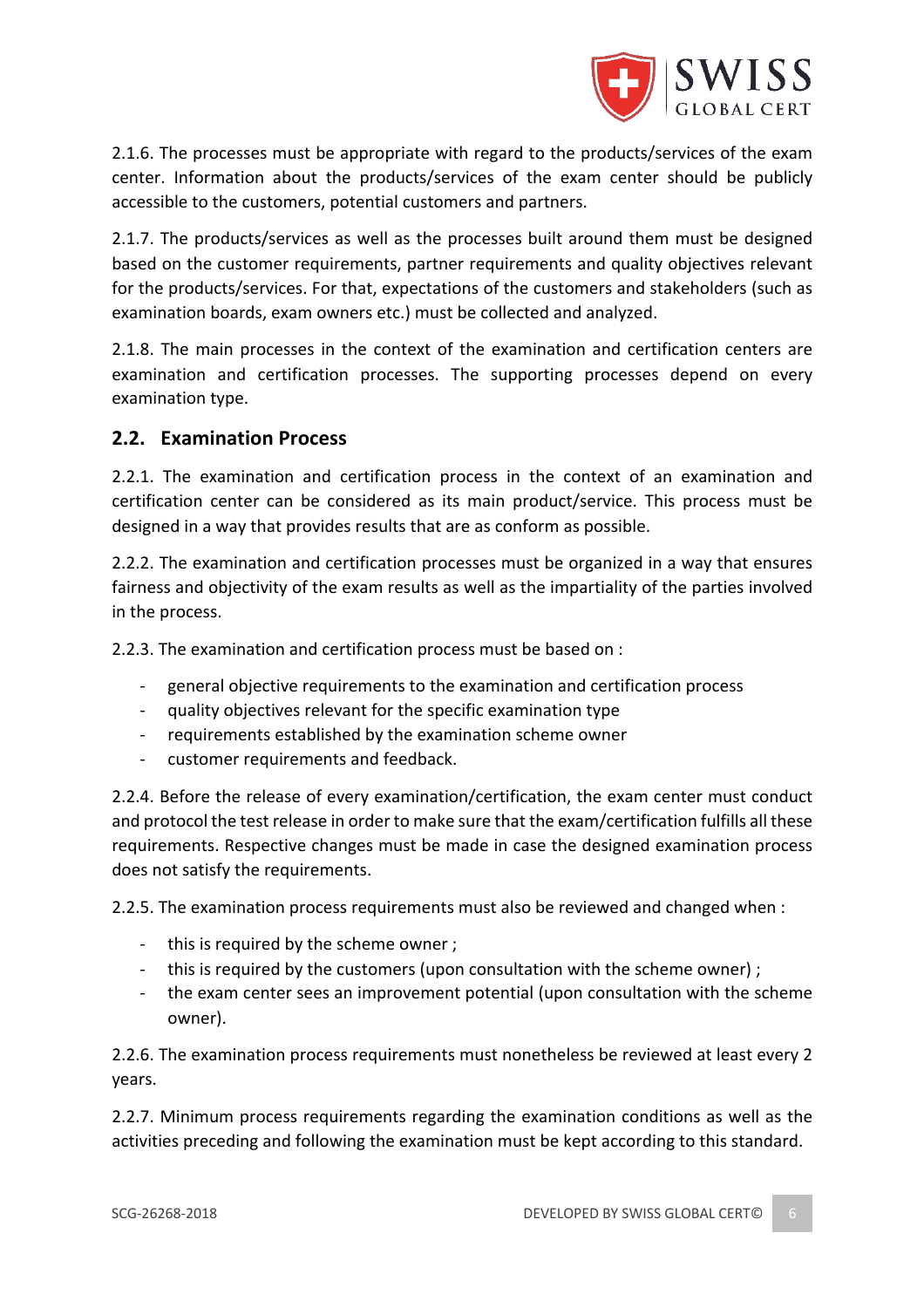2.1.6. The processes must be appropriate with regard to the products/services of the exam center. Information about the products/services of the exam center should be publicly accessible to the customers, potential customers and partners.

2.1.7. The products/services as well as the processes built around them must be designed based on the customer requirements, partner requirements and quality objectives relevant for the products/services. For that, expectations of the customers and stakeholders (such as examination boards, exam owners etc.) must be collected and analyzed.

2.1.8. The main processes in the context of the examination and certification centers are examination and certification processes. The supporting processes depend on every examination type.

## 2.2. Examination Process

2.2.1. The examination and certification process in the context of an examination and certification center can be considered as its main product/service. This process must be designed in a way that provides results that are as conform as possible.

2.2.2. The examination and certification processes must be organized in a way that ensures fairness and objectivity of the exam results as well as the impartiality of the parties involved in the process.

2.2.3. The examination and certification process must be based on :

- general objective requirements to the examination and certification process
- quality objectives relevant for the specific examination type
- requirements established by the examination scheme owner
- customer requirements and feedback.

2.2.4. Before the release of every examination/certification, the exam center must conduct and protocol the test release in order to make sure that the exam/certification fulfills all these requirements. Respective changes must be made in case the designed examination process does not satisfy the requirements.

2.2.5. The examination process requirements must also be reviewed and changed when :

- this is required by the scheme owner ;
- this is required by the customers (upon consultation with the scheme owner) ;
- the exam center sees an improvement potential (upon consultation with the scheme owner).

2.2.6. The examination process requirements must nonetheless be reviewed at least every 2 years.

2.2.7. Minimum process requirements regarding the examination conditions as well as the activities preceding and following the examination must be kept according to this standard.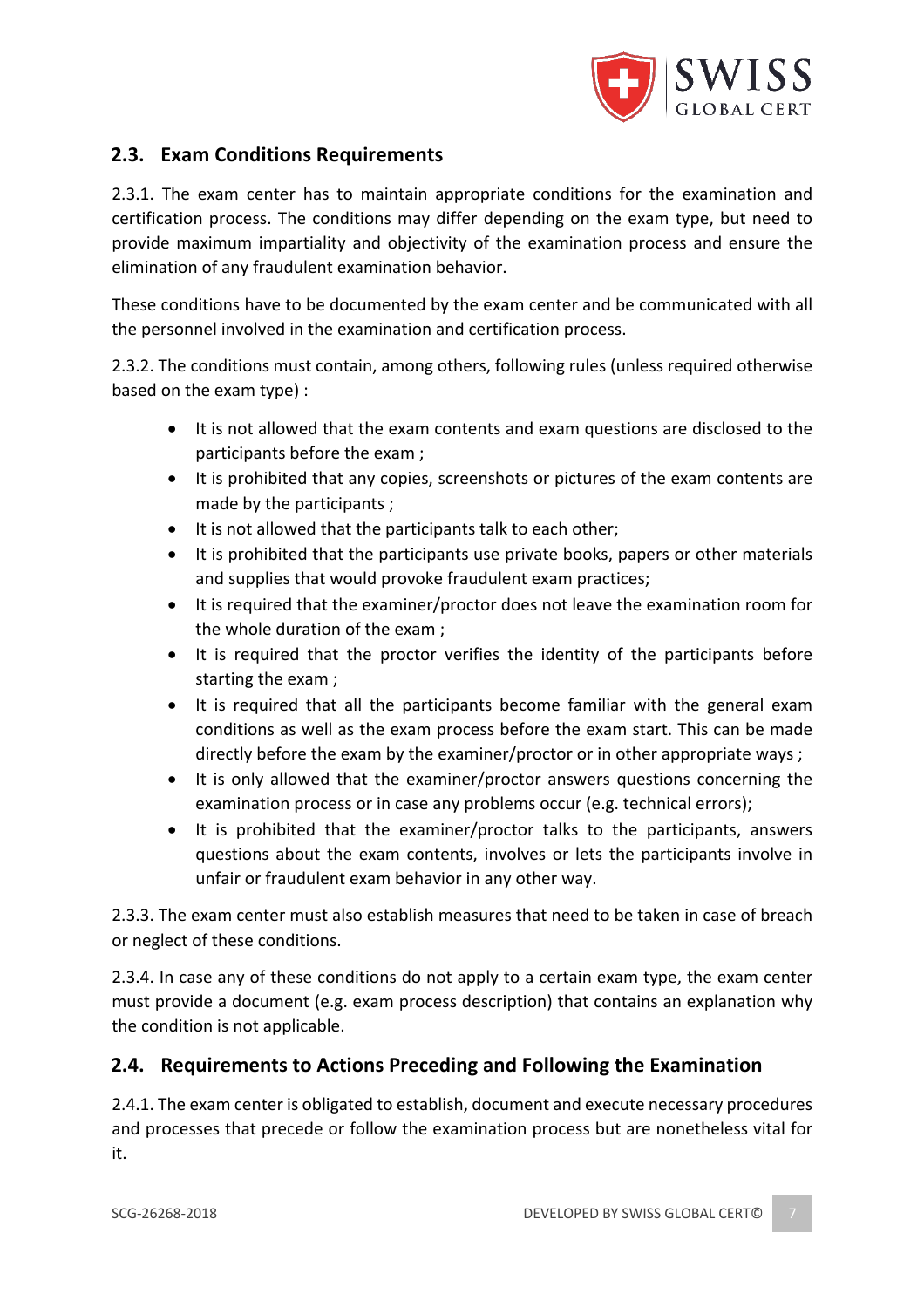## 2.3. Exam Conditions Requirements

2.3.1. The exam center has to maintain appropriate conditions for the examination and certification process. The conditions may differ depending on the exam type, but need to provide maximum impartiality and objectivity of the examination process and ensure the elimination of any fraudulent examination behavior.

These conditions have to be documented by the exam center and be communicated with all the personnel involved in the examination and certification process.

2.3.2. The conditions must contain, among others, following rules (unless required otherwise based on the exam type) :

- It is not allowed that the exam contents and exam questions are disclosed to the participants before the exam ;
- It is prohibited that any copies, screenshots or pictures of the exam contents are made by the participants ;
- It is not allowed that the participants talk to each other;
- It is prohibited that the participants use private books, papers or other materials and supplies that would provoke fraudulent exam practices;
- It is required that the examiner/proctor does not leave the examination room for the whole duration of the exam ;
- It is required that the proctor verifies the identity of the participants before starting the exam ;
- It is required that all the participants become familiar with the general exam conditions as well as the exam process before the exam start. This can be made directly before the exam by the examiner/proctor or in other appropriate ways ;
- It is only allowed that the examiner/proctor answers questions concerning the examination process or in case any problems occur (e.g. technical errors);
- It is prohibited that the examiner/proctor talks to the participants, answers questions about the exam contents, involves or lets the participants involve in unfair or fraudulent exam behavior in any other way.

2.3.3. The exam center must also establish measures that need to be taken in case of breach or neglect of these conditions.

2.3.4. In case any of these conditions do not apply to a certain exam type, the exam center must provide a document (e.g. exam process description) that contains an explanation why the condition is not applicable.

## 2.4. Requirements to Actions Preceding and Following the Examination

2.4.1. The exam center is obligated to establish, document and execute necessary procedures and processes that precede or follow the examination process but are nonetheless vital for it.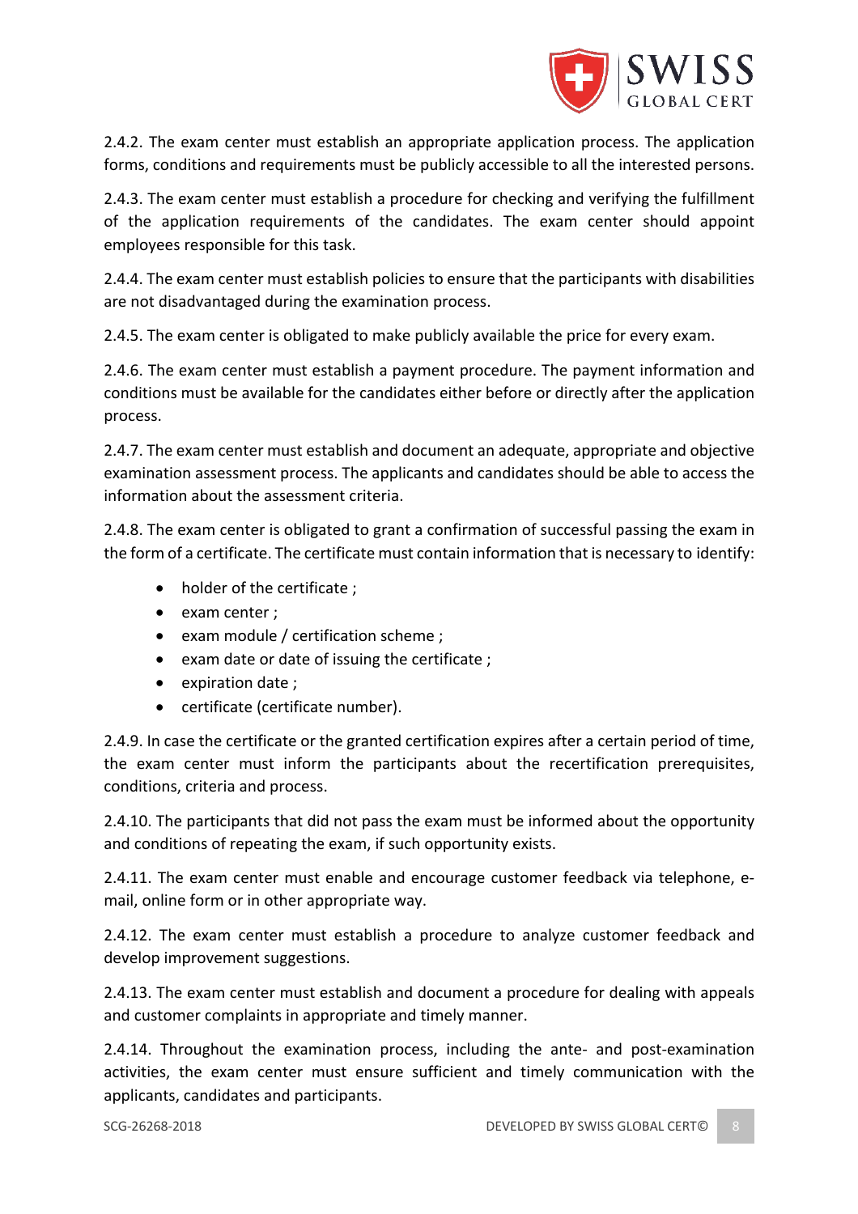2.4.2. The exam center must establish an appropriate application process. The application forms, conditions and requirements must be publicly accessible to all the interested persons.

2.4.3. The exam center must establish a procedure for checking and verifying the fulfillment of the application requirements of the candidates. The exam center should appoint employees responsible for this task.

2.4.4. The exam center must establish policies to ensure that the participants with disabilities are not disadvantaged during the examination process.

2.4.5. The exam center is obligated to make publicly available the price for every exam.

2.4.6. The exam center must establish a payment procedure. The payment information and conditions must be available for the candidates either before or directly after the application process.

2.4.7. The exam center must establish and document an adequate, appropriate and objective examination assessment process. The applicants and candidates should be able to access the information about the assessment criteria.

2.4.8. The exam center is obligated to grant a confirmation of successful passing the exam in the form of a certificate. The certificate must contain information that is necessary to identify:

- holder of the certificate ;
- exam center ;
- exam module / certification scheme ;
- exam date or date of issuing the certificate ;
- expiration date ;
- certificate (certificate number).

2.4.9. In case the certificate or the granted certification expires after a certain period of time, the exam center must inform the participants about the recertification prerequisites, conditions, criteria and process.

2.4.10. The participants that did not pass the exam must be informed about the opportunity and conditions of repeating the exam, if such opportunity exists.

2.4.11. The exam center must enable and encourage customer feedback via telephone, e-mail, online form or in other appropriate way.

2.4.12. The exam center must establish a procedure to analyze customer feedback and develop improvement suggestions.

2.4.13. The exam center must establish and document a procedure for dealing with appeals and customer complaints in appropriate and timely manner.

2.4.14. Throughout the examination process, including the ante- and post-examination activities, the exam center must ensure sufficient and timely communication with the applicants, candidates and participants.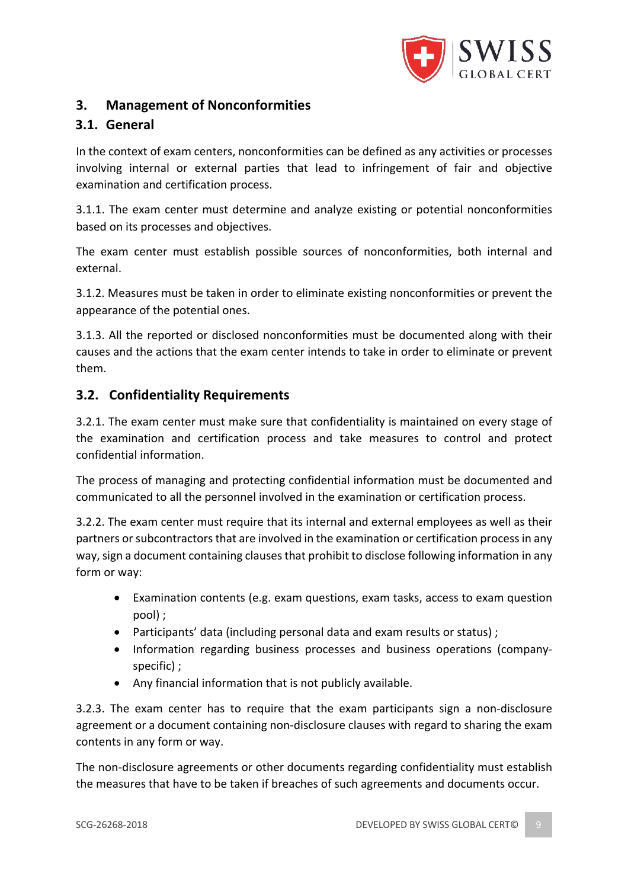## 3. Management of Nonconformities

### 3.1. General

In the context of exam centers, nonconformities can be defined as any activities or processes involving internal or external parties that lead to infringement of fair and objective examination and certification process.

3.1.1. The exam center must determine and analyze existing or potential nonconformities based on its processes and objectives.

The exam center must establish possible sources of nonconformities, both internal and external.

3.1.2. Measures must be taken in order to eliminate existing nonconformities or prevent the appearance of the potential ones.

3.1.3. All the reported or disclosed nonconformities must be documented along with their causes and the actions that the exam center intends to take in order to eliminate or prevent them.

### 3.2. Confidentiality Requirements

3.2.1. The exam center must make sure that confidentiality is maintained on every stage of the examination and certification process and take measures to control and protect confidential information.

The process of managing and protecting confidential information must be documented and communicated to all the personnel involved in the examination or certification process.

3.2.2. The exam center must require that its internal and external employees as well as their partners or subcontractors that are involved in the examination or certification process in any way, sign a document containing clauses that prohibit to disclose following information in any form or way:

- Examination contents (e.g. exam questions, exam tasks, access to exam question pool) ;
- Participants' data (including personal data and exam results or status) ;
- Information regarding business processes and business operations (company-specific) ;
- Any financial information that is not publicly available.

3.2.3. The exam center has to require that the exam participants sign a non-disclosure agreement or a document containing non-disclosure clauses with regard to sharing the exam contents in any form or way.

The non-disclosure agreements or other documents regarding confidentiality must establish the measures that have to be taken if breaches of such agreements and documents occur.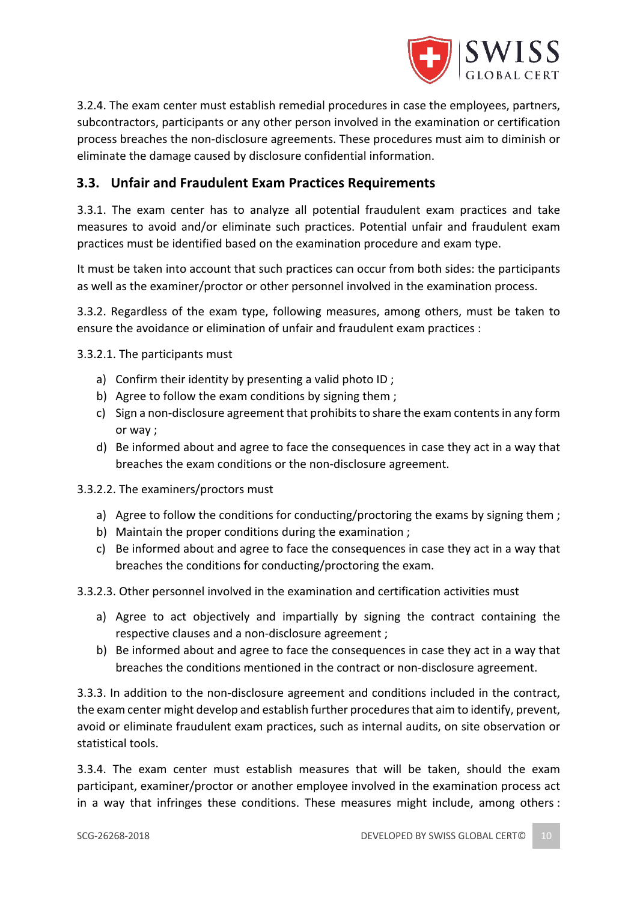3.2.4. The exam center must establish remedial procedures in case the employees, partners, subcontractors, participants or any other person involved in the examination or certification process breaches the non-disclosure agreements. These procedures must aim to diminish or eliminate the damage caused by disclosure confidential information.

## 3.3. Unfair and Fraudulent Exam Practices Requirements

3.3.1. The exam center has to analyze all potential fraudulent exam practices and take measures to avoid and/or eliminate such practices. Potential unfair and fraudulent exam practices must be identified based on the examination procedure and exam type.

It must be taken into account that such practices can occur from both sides: the participants as well as the examiner/proctor or other personnel involved in the examination process.

3.3.2. Regardless of the exam type, following measures, among others, must be taken to ensure the avoidance or elimination of unfair and fraudulent exam practices :

3.3.2.1. The participants must

a) Confirm their identity by presenting a valid photo ID ;
b) Agree to follow the exam conditions by signing them ;
c) Sign a non-disclosure agreement that prohibits to share the exam contents in any form or way ;
d) Be informed about and agree to face the consequences in case they act in a way that breaches the exam conditions or the non-disclosure agreement.

3.3.2.2. The examiners/proctors must

a) Agree to follow the conditions for conducting/proctoring the exams by signing them ;
b) Maintain the proper conditions during the examination ;
c) Be informed about and agree to face the consequences in case they act in a way that breaches the conditions for conducting/proctoring the exam.

3.3.2.3. Other personnel involved in the examination and certification activities must

a) Agree to act objectively and impartially by signing the contract containing the respective clauses and a non-disclosure agreement ;
b) Be informed about and agree to face the consequences in case they act in a way that breaches the conditions mentioned in the contract or non-disclosure agreement.

3.3.3. In addition to the non-disclosure agreement and conditions included in the contract, the exam center might develop and establish further procedures that aim to identify, prevent, avoid or eliminate fraudulent exam practices, such as internal audits, on site observation or statistical tools.

3.3.4. The exam center must establish measures that will be taken, should the exam participant, examiner/proctor or another employee involved in the examination process act in a way that infringes these conditions. These measures might include, among others :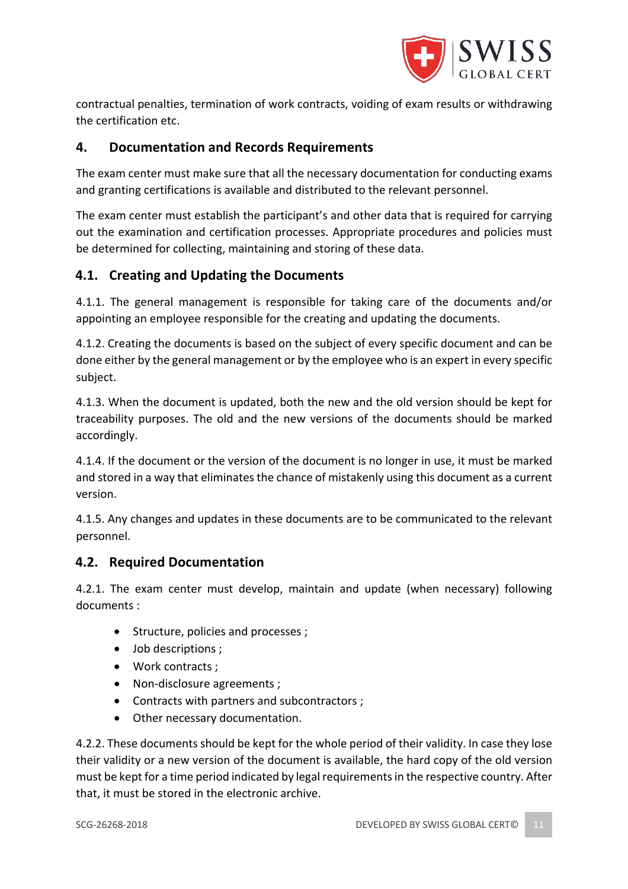contractual penalties, termination of work contracts, voiding of exam results or withdrawing the certification etc.

## 4. Documentation and Records Requirements

The exam center must make sure that all the necessary documentation for conducting exams and granting certifications is available and distributed to the relevant personnel.

The exam center must establish the participant's and other data that is required for carrying out the examination and certification processes. Appropriate procedures and policies must be determined for collecting, maintaining and storing of these data.

### 4.1. Creating and Updating the Documents

4.1.1. The general management is responsible for taking care of the documents and/or appointing an employee responsible for the creating and updating the documents.

4.1.2. Creating the documents is based on the subject of every specific document and can be done either by the general management or by the employee who is an expert in every specific subject.

4.1.3. When the document is updated, both the new and the old version should be kept for traceability purposes. The old and the new versions of the documents should be marked accordingly.

4.1.4. If the document or the version of the document is no longer in use, it must be marked and stored in a way that eliminates the chance of mistakenly using this document as a current version.

4.1.5. Any changes and updates in these documents are to be communicated to the relevant personnel.

### 4.2. Required Documentation

4.2.1. The exam center must develop, maintain and update (when necessary) following documents :

- Structure, policies and processes ;
- Job descriptions ;
- Work contracts ;
- Non-disclosure agreements ;
- Contracts with partners and subcontractors ;
- Other necessary documentation.

4.2.2. These documents should be kept for the whole period of their validity. In case they lose their validity or a new version of the document is available, the hard copy of the old version must be kept for a time period indicated by legal requirements in the respective country. After that, it must be stored in the electronic archive.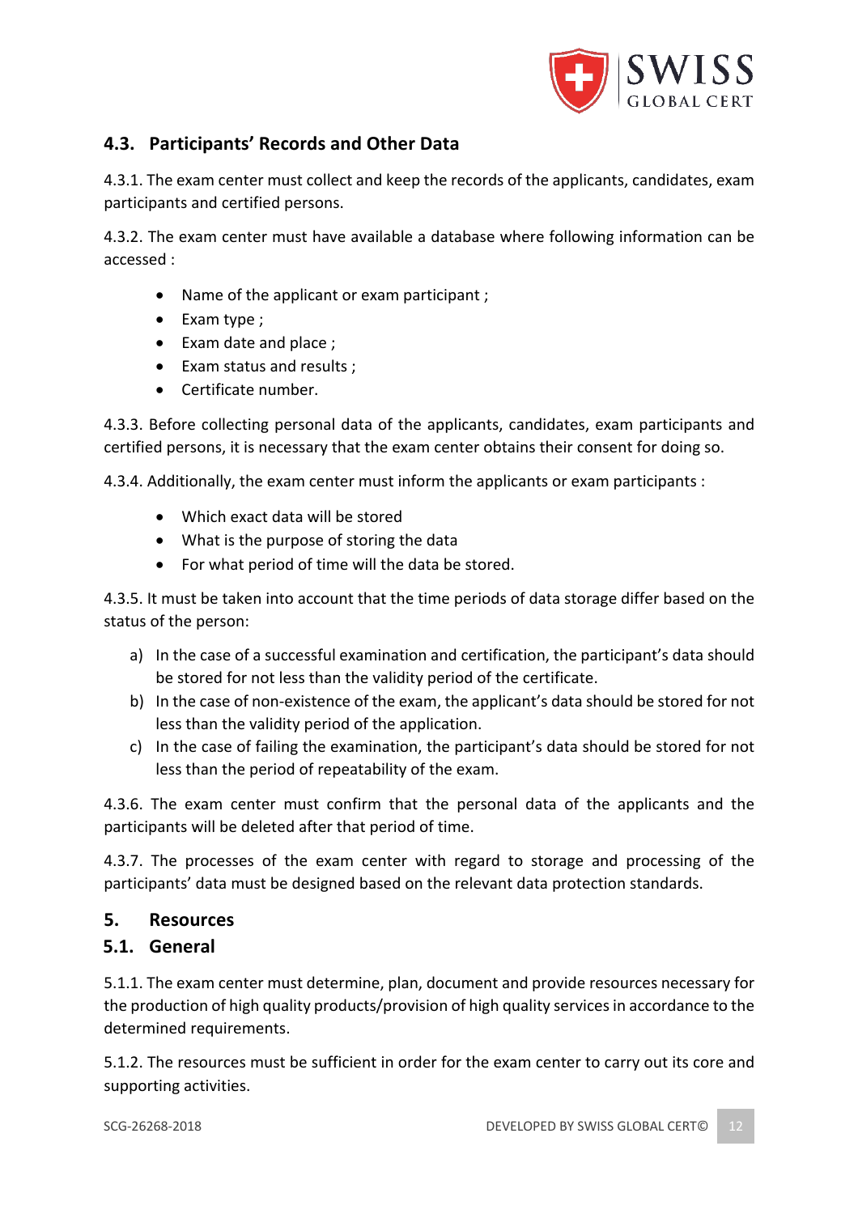## 4.3. Participants' Records and Other Data

4.3.1. The exam center must collect and keep the records of the applicants, candidates, exam participants and certified persons.

4.3.2. The exam center must have available a database where following information can be accessed :

- Name of the applicant or exam participant ;
- Exam type ;
- Exam date and place ;
- Exam status and results ;
- Certificate number.

4.3.3. Before collecting personal data of the applicants, candidates, exam participants and certified persons, it is necessary that the exam center obtains their consent for doing so.

4.3.4. Additionally, the exam center must inform the applicants or exam participants :

- Which exact data will be stored
- What is the purpose of storing the data
- For what period of time will the data be stored.

4.3.5. It must be taken into account that the time periods of data storage differ based on the status of the person:

a) In the case of a successful examination and certification, the participant's data should be stored for not less than the validity period of the certificate.
b) In the case of non-existence of the exam, the applicant's data should be stored for not less than the validity period of the application.
c) In the case of failing the examination, the participant's data should be stored for not less than the period of repeatability of the exam.

4.3.6. The exam center must confirm that the personal data of the applicants and the participants will be deleted after that period of time.

4.3.7. The processes of the exam center with regard to storage and processing of the participants' data must be designed based on the relevant data protection standards.

# 5. Resources

## 5.1. General

5.1.1. The exam center must determine, plan, document and provide resources necessary for the production of high quality products/provision of high quality services in accordance to the determined requirements.

5.1.2. The resources must be sufficient in order for the exam center to carry out its core and supporting activities.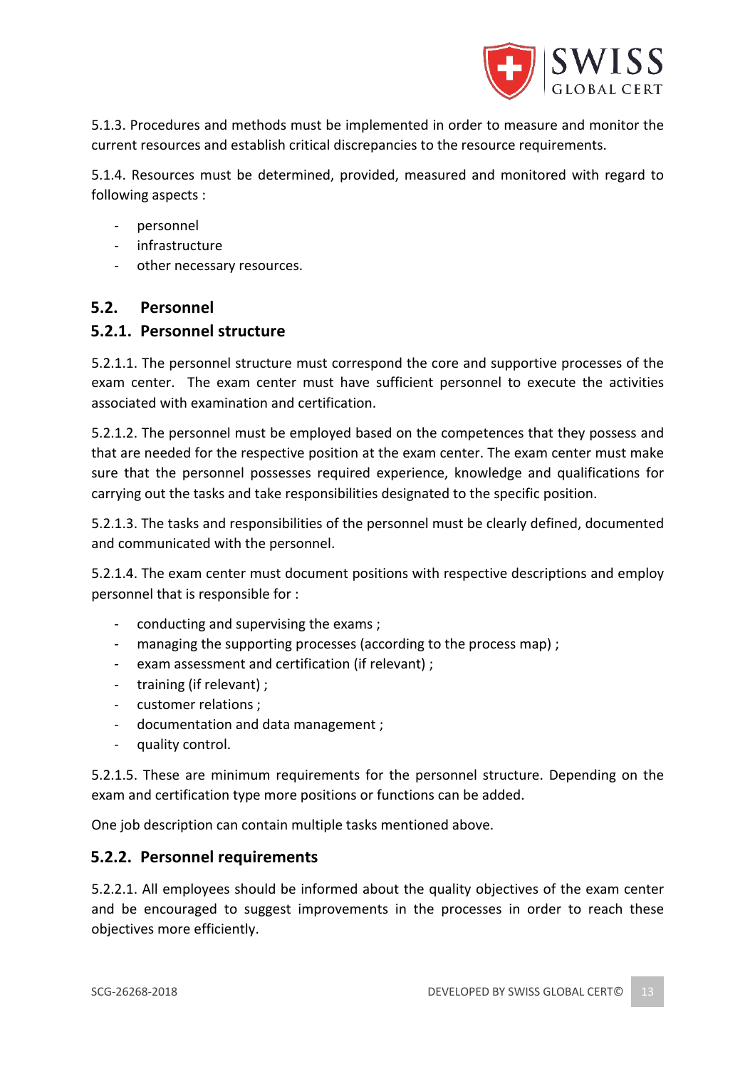5.1.3. Procedures and methods must be implemented in order to measure and monitor the current resources and establish critical discrepancies to the resource requirements.

5.1.4. Resources must be determined, provided, measured and monitored with regard to following aspects :

- personnel
- infrastructure
- other necessary resources.

## 5.2. Personnel

### 5.2.1. Personnel structure

5.2.1.1. The personnel structure must correspond the core and supportive processes of the exam center. The exam center must have sufficient personnel to execute the activities associated with examination and certification.

5.2.1.2. The personnel must be employed based on the competences that they possess and that are needed for the respective position at the exam center. The exam center must make sure that the personnel possesses required experience, knowledge and qualifications for carrying out the tasks and take responsibilities designated to the specific position.

5.2.1.3. The tasks and responsibilities of the personnel must be clearly defined, documented and communicated with the personnel.

5.2.1.4. The exam center must document positions with respective descriptions and employ personnel that is responsible for :

- conducting and supervising the exams ;
- managing the supporting processes (according to the process map) ;
- exam assessment and certification (if relevant) ;
- training (if relevant) ;
- customer relations ;
- documentation and data management ;
- quality control.

5.2.1.5. These are minimum requirements for the personnel structure. Depending on the exam and certification type more positions or functions can be added.

One job description can contain multiple tasks mentioned above.

### 5.2.2. Personnel requirements

5.2.2.1. All employees should be informed about the quality objectives of the exam center and be encouraged to suggest improvements in the processes in order to reach these objectives more efficiently.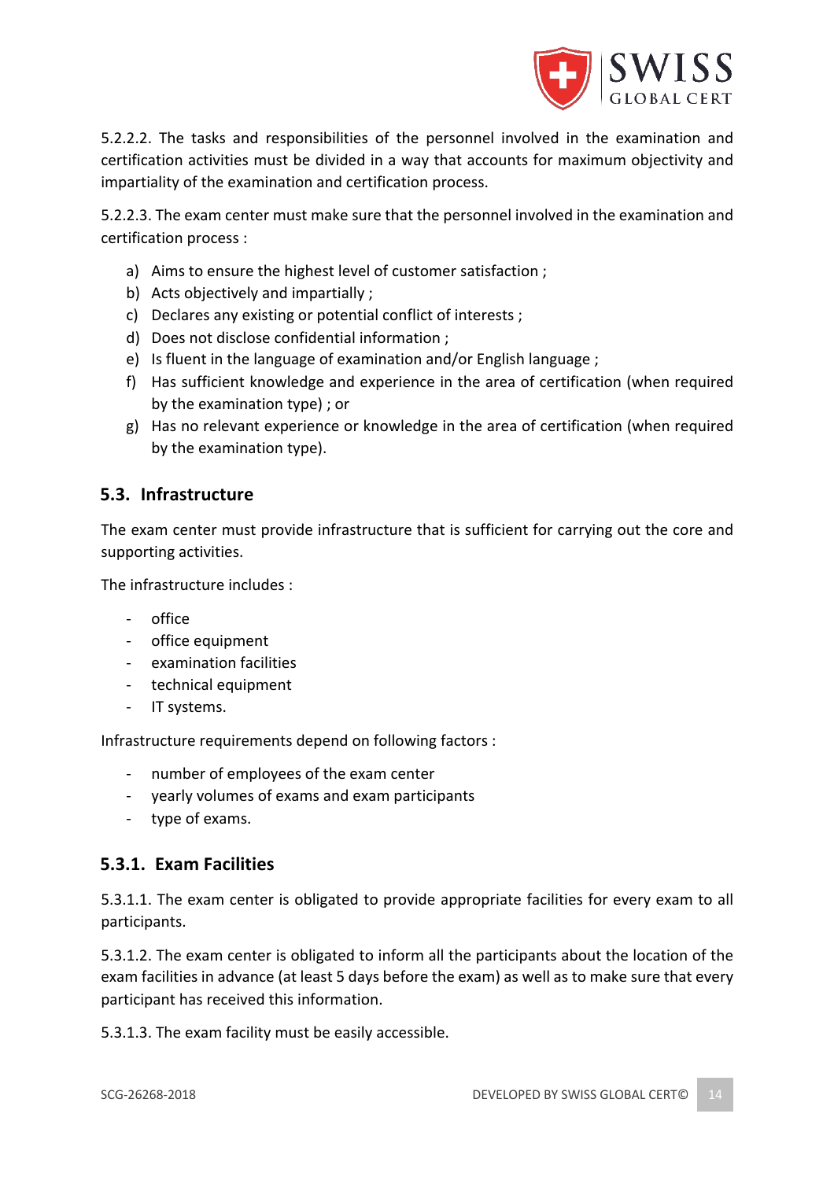5.2.2.2. The tasks and responsibilities of the personnel involved in the examination and certification activities must be divided in a way that accounts for maximum objectivity and impartiality of the examination and certification process.

5.2.2.3. The exam center must make sure that the personnel involved in the examination and certification process :

a) Aims to ensure the highest level of customer satisfaction ;
b) Acts objectively and impartially ;
c) Declares any existing or potential conflict of interests ;
d) Does not disclose confidential information ;
e) Is fluent in the language of examination and/or English language ;
f) Has sufficient knowledge and experience in the area of certification (when required by the examination type) ; or
g) Has no relevant experience or knowledge in the area of certification (when required by the examination type).

## 5.3. Infrastructure

The exam center must provide infrastructure that is sufficient for carrying out the core and supporting activities.

The infrastructure includes :

- office
- office equipment
- examination facilities
- technical equipment
- IT systems.

Infrastructure requirements depend on following factors :

- number of employees of the exam center
- yearly volumes of exams and exam participants
- type of exams.

### 5.3.1. Exam Facilities

5.3.1.1. The exam center is obligated to provide appropriate facilities for every exam to all participants.

5.3.1.2. The exam center is obligated to inform all the participants about the location of the exam facilities in advance (at least 5 days before the exam) as well as to make sure that every participant has received this information.

5.3.1.3. The exam facility must be easily accessible.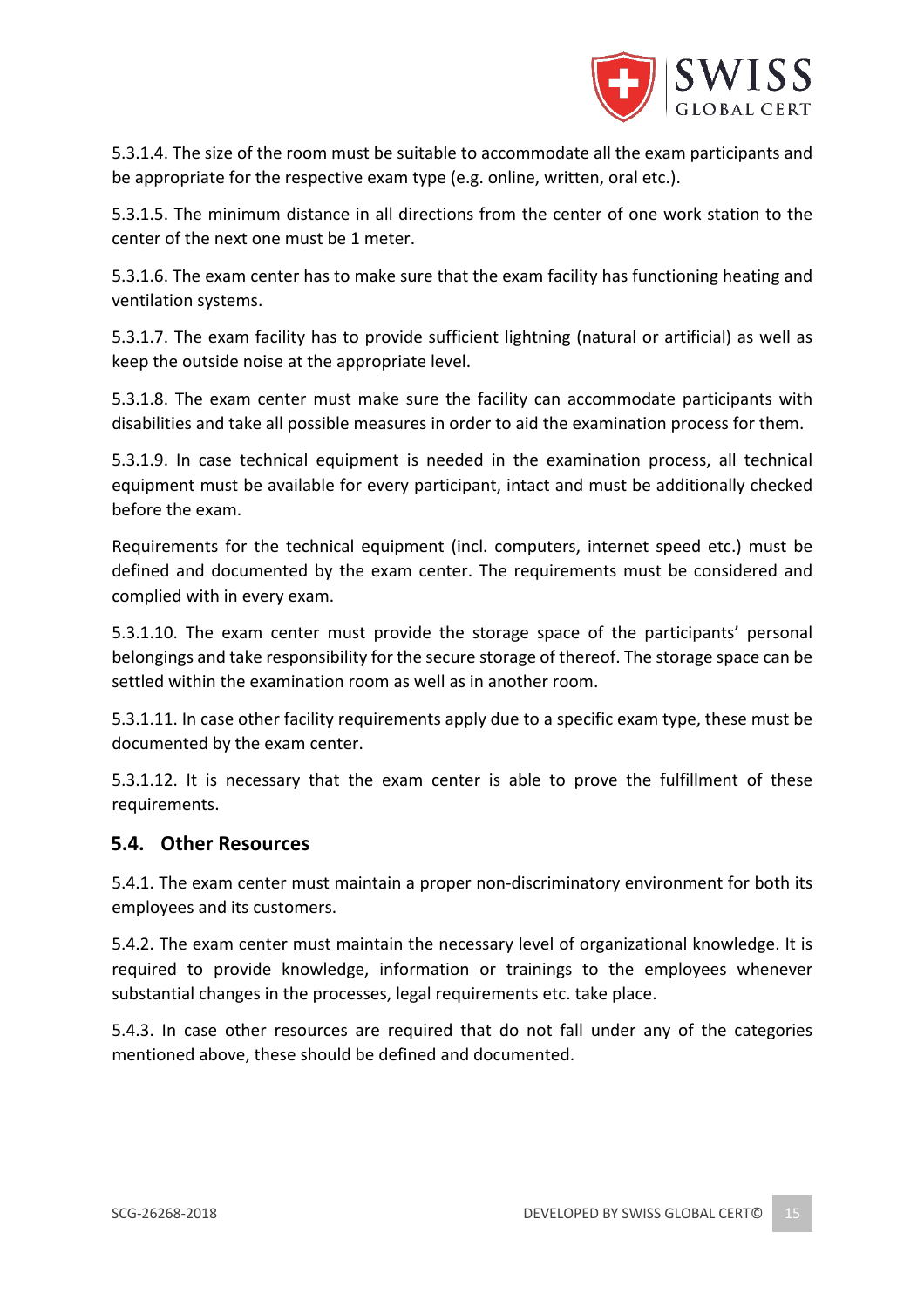5.3.1.4. The size of the room must be suitable to accommodate all the exam participants and be appropriate for the respective exam type (e.g. online, written, oral etc.).

5.3.1.5. The minimum distance in all directions from the center of one work station to the center of the next one must be 1 meter.

5.3.1.6. The exam center has to make sure that the exam facility has functioning heating and ventilation systems.

5.3.1.7. The exam facility has to provide sufficient lightning (natural or artificial) as well as keep the outside noise at the appropriate level.

5.3.1.8. The exam center must make sure the facility can accommodate participants with disabilities and take all possible measures in order to aid the examination process for them.

5.3.1.9. In case technical equipment is needed in the examination process, all technical equipment must be available for every participant, intact and must be additionally checked before the exam.

Requirements for the technical equipment (incl. computers, internet speed etc.) must be defined and documented by the exam center. The requirements must be considered and complied with in every exam.

5.3.1.10. The exam center must provide the storage space of the participants' personal belongings and take responsibility for the secure storage of thereof. The storage space can be settled within the examination room as well as in another room.

5.3.1.11. In case other facility requirements apply due to a specific exam type, these must be documented by the exam center.

5.3.1.12. It is necessary that the exam center is able to prove the fulfillment of these requirements.

## 5.4. Other Resources

5.4.1. The exam center must maintain a proper non-discriminatory environment for both its employees and its customers.

5.4.2. The exam center must maintain the necessary level of organizational knowledge. It is required to provide knowledge, information or trainings to the employees whenever substantial changes in the processes, legal requirements etc. take place.

5.4.3. In case other resources are required that do not fall under any of the categories mentioned above, these should be defined and documented.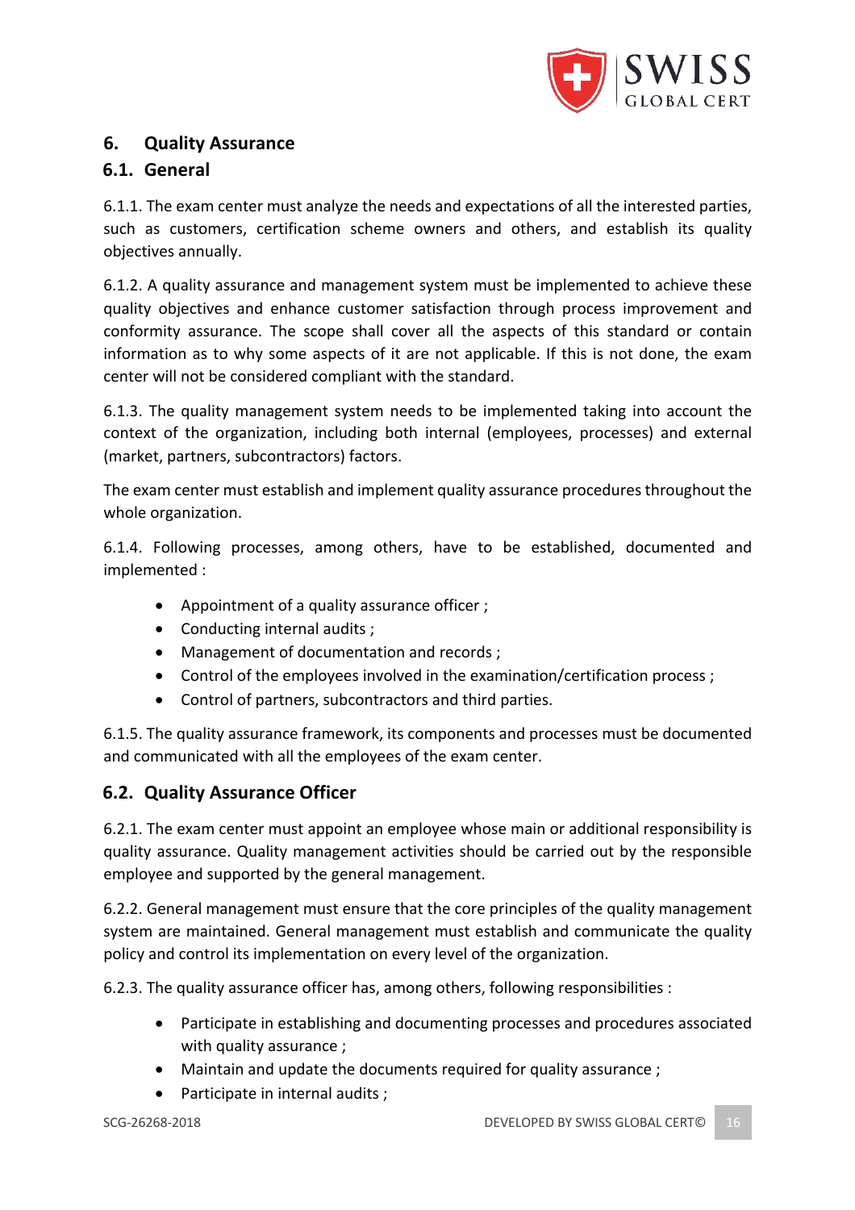## 6. Quality Assurance

### 6.1. General

6.1.1. The exam center must analyze the needs and expectations of all the interested parties, such as customers, certification scheme owners and others, and establish its quality objectives annually.

6.1.2. A quality assurance and management system must be implemented to achieve these quality objectives and enhance customer satisfaction through process improvement and conformity assurance. The scope shall cover all the aspects of this standard or contain information as to why some aspects of it are not applicable. If this is not done, the exam center will not be considered compliant with the standard.

6.1.3. The quality management system needs to be implemented taking into account the context of the organization, including both internal (employees, processes) and external (market, partners, subcontractors) factors.

The exam center must establish and implement quality assurance procedures throughout the whole organization.

6.1.4. Following processes, among others, have to be established, documented and implemented :

- Appointment of a quality assurance officer ;
- Conducting internal audits ;
- Management of documentation and records ;
- Control of the employees involved in the examination/certification process ;
- Control of partners, subcontractors and third parties.

6.1.5. The quality assurance framework, its components and processes must be documented and communicated with all the employees of the exam center.

### 6.2. Quality Assurance Officer

6.2.1. The exam center must appoint an employee whose main or additional responsibility is quality assurance. Quality management activities should be carried out by the responsible employee and supported by the general management.

6.2.2. General management must ensure that the core principles of the quality management system are maintained. General management must establish and communicate the quality policy and control its implementation on every level of the organization.

6.2.3. The quality assurance officer has, among others, following responsibilities :

- Participate in establishing and documenting processes and procedures associated with quality assurance ;
- Maintain and update the documents required for quality assurance ;
- Participate in internal audits ;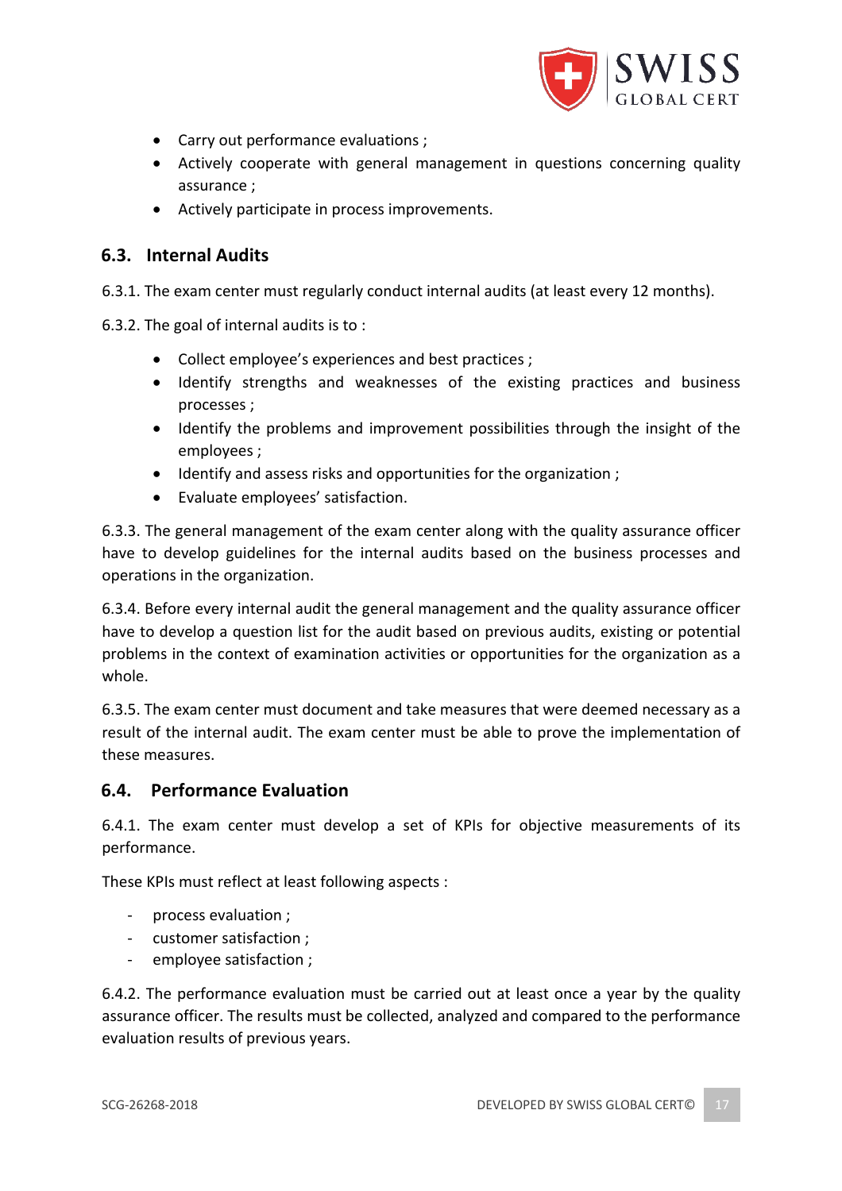- Carry out performance evaluations ;
- Actively cooperate with general management in questions concerning quality assurance ;
- Actively participate in process improvements.

## 6.3. Internal Audits

6.3.1. The exam center must regularly conduct internal audits (at least every 12 months).

6.3.2. The goal of internal audits is to :

- Collect employee's experiences and best practices ;
- Identify strengths and weaknesses of the existing practices and business processes ;
- Identify the problems and improvement possibilities through the insight of the employees ;
- Identify and assess risks and opportunities for the organization ;
- Evaluate employees' satisfaction.

6.3.3. The general management of the exam center along with the quality assurance officer have to develop guidelines for the internal audits based on the business processes and operations in the organization.

6.3.4. Before every internal audit the general management and the quality assurance officer have to develop a question list for the audit based on previous audits, existing or potential problems in the context of examination activities or opportunities for the organization as a whole.

6.3.5. The exam center must document and take measures that were deemed necessary as a result of the internal audit. The exam center must be able to prove the implementation of these measures.

## 6.4. Performance Evaluation

6.4.1. The exam center must develop a set of KPIs for objective measurements of its performance.

These KPIs must reflect at least following aspects :

- process evaluation ;
- customer satisfaction ;
- employee satisfaction ;

6.4.2. The performance evaluation must be carried out at least once a year by the quality assurance officer. The results must be collected, analyzed and compared to the performance evaluation results of previous years.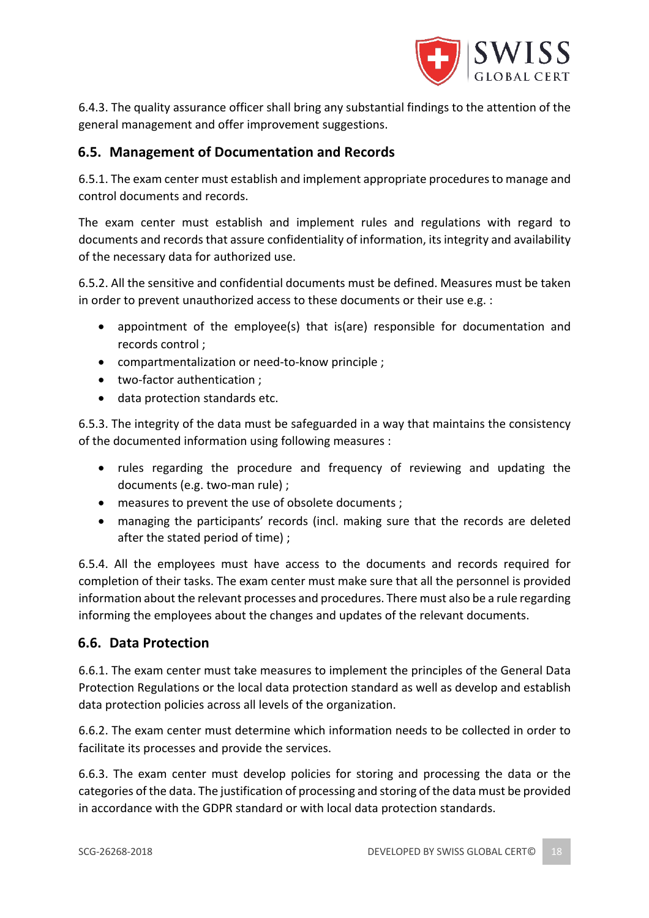6.4.3. The quality assurance officer shall bring any substantial findings to the attention of the general management and offer improvement suggestions.

## 6.5. Management of Documentation and Records

6.5.1. The exam center must establish and implement appropriate procedures to manage and control documents and records.

The exam center must establish and implement rules and regulations with regard to documents and records that assure confidentiality of information, its integrity and availability of the necessary data for authorized use.

6.5.2. All the sensitive and confidential documents must be defined. Measures must be taken in order to prevent unauthorized access to these documents or their use e.g. :

- appointment of the employee(s) that is(are) responsible for documentation and records control ;
- compartmentalization or need-to-know principle ;
- two-factor authentication ;
- data protection standards etc.

6.5.3. The integrity of the data must be safeguarded in a way that maintains the consistency of the documented information using following measures :

- rules regarding the procedure and frequency of reviewing and updating the documents (e.g. two-man rule) ;
- measures to prevent the use of obsolete documents ;
- managing the participants' records (incl. making sure that the records are deleted after the stated period of time) ;

6.5.4. All the employees must have access to the documents and records required for completion of their tasks. The exam center must make sure that all the personnel is provided information about the relevant processes and procedures. There must also be a rule regarding informing the employees about the changes and updates of the relevant documents.

## 6.6. Data Protection

6.6.1. The exam center must take measures to implement the principles of the General Data Protection Regulations or the local data protection standard as well as develop and establish data protection policies across all levels of the organization.

6.6.2. The exam center must determine which information needs to be collected in order to facilitate its processes and provide the services.

6.6.3. The exam center must develop policies for storing and processing the data or the categories of the data. The justification of processing and storing of the data must be provided in accordance with the GDPR standard or with local data protection standards.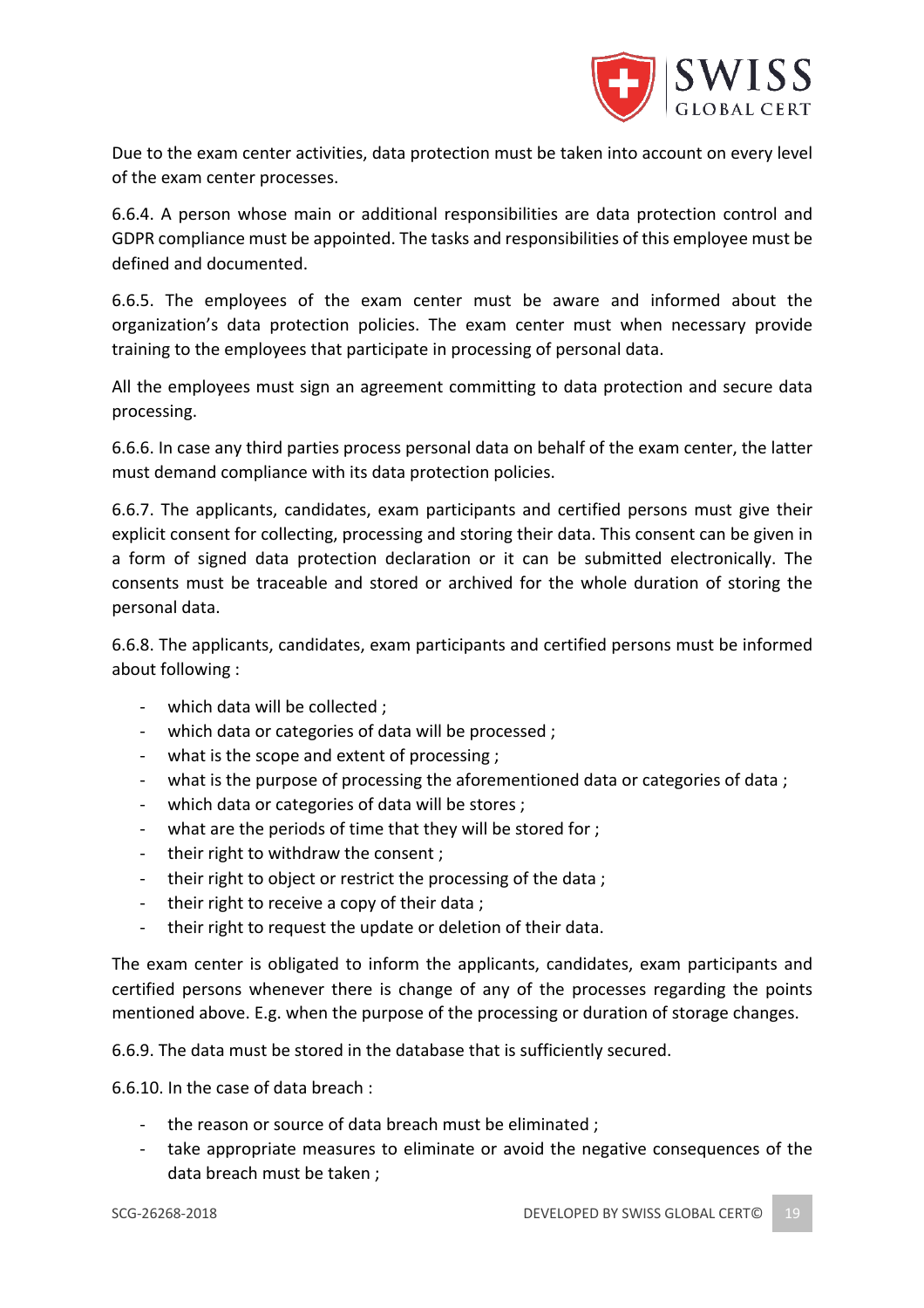Due to the exam center activities, data protection must be taken into account on every level of the exam center processes.

6.6.4. A person whose main or additional responsibilities are data protection control and GDPR compliance must be appointed. The tasks and responsibilities of this employee must be defined and documented.

6.6.5. The employees of the exam center must be aware and informed about the organization's data protection policies. The exam center must when necessary provide training to the employees that participate in processing of personal data.

All the employees must sign an agreement committing to data protection and secure data processing.

6.6.6. In case any third parties process personal data on behalf of the exam center, the latter must demand compliance with its data protection policies.

6.6.7. The applicants, candidates, exam participants and certified persons must give their explicit consent for collecting, processing and storing their data. This consent can be given in a form of signed data protection declaration or it can be submitted electronically. The consents must be traceable and stored or archived for the whole duration of storing the personal data.

6.6.8. The applicants, candidates, exam participants and certified persons must be informed about following :

- which data will be collected ;
- which data or categories of data will be processed ;
- what is the scope and extent of processing ;
- what is the purpose of processing the aforementioned data or categories of data ;
- which data or categories of data will be stores ;
- what are the periods of time that they will be stored for ;
- their right to withdraw the consent ;
- their right to object or restrict the processing of the data ;
- their right to receive a copy of their data ;
- their right to request the update or deletion of their data.

The exam center is obligated to inform the applicants, candidates, exam participants and certified persons whenever there is change of any of the processes regarding the points mentioned above. E.g. when the purpose of the processing or duration of storage changes.

6.6.9. The data must be stored in the database that is sufficiently secured.

6.6.10. In the case of data breach :

- the reason or source of data breach must be eliminated ;
- take appropriate measures to eliminate or avoid the negative consequences of the data breach must be taken ;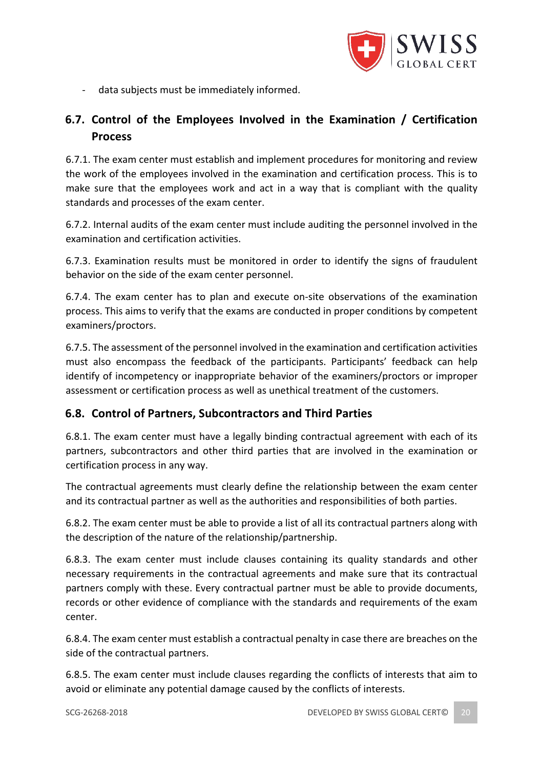- data subjects must be immediately informed.

## 6.7. Control of the Employees Involved in the Examination / Certification Process

6.7.1. The exam center must establish and implement procedures for monitoring and review the work of the employees involved in the examination and certification process. This is to make sure that the employees work and act in a way that is compliant with the quality standards and processes of the exam center.

6.7.2. Internal audits of the exam center must include auditing the personnel involved in the examination and certification activities.

6.7.3. Examination results must be monitored in order to identify the signs of fraudulent behavior on the side of the exam center personnel.

6.7.4. The exam center has to plan and execute on-site observations of the examination process. This aims to verify that the exams are conducted in proper conditions by competent examiners/proctors.

6.7.5. The assessment of the personnel involved in the examination and certification activities must also encompass the feedback of the participants. Participants' feedback can help identify of incompetency or inappropriate behavior of the examiners/proctors or improper assessment or certification process as well as unethical treatment of the customers.

## 6.8. Control of Partners, Subcontractors and Third Parties

6.8.1. The exam center must have a legally binding contractual agreement with each of its partners, subcontractors and other third parties that are involved in the examination or certification process in any way.

The contractual agreements must clearly define the relationship between the exam center and its contractual partner as well as the authorities and responsibilities of both parties.

6.8.2. The exam center must be able to provide a list of all its contractual partners along with the description of the nature of the relationship/partnership.

6.8.3. The exam center must include clauses containing its quality standards and other necessary requirements in the contractual agreements and make sure that its contractual partners comply with these. Every contractual partner must be able to provide documents, records or other evidence of compliance with the standards and requirements of the exam center.

6.8.4. The exam center must establish a contractual penalty in case there are breaches on the side of the contractual partners.

6.8.5. The exam center must include clauses regarding the conflicts of interests that aim to avoid or eliminate any potential damage caused by the conflicts of interests.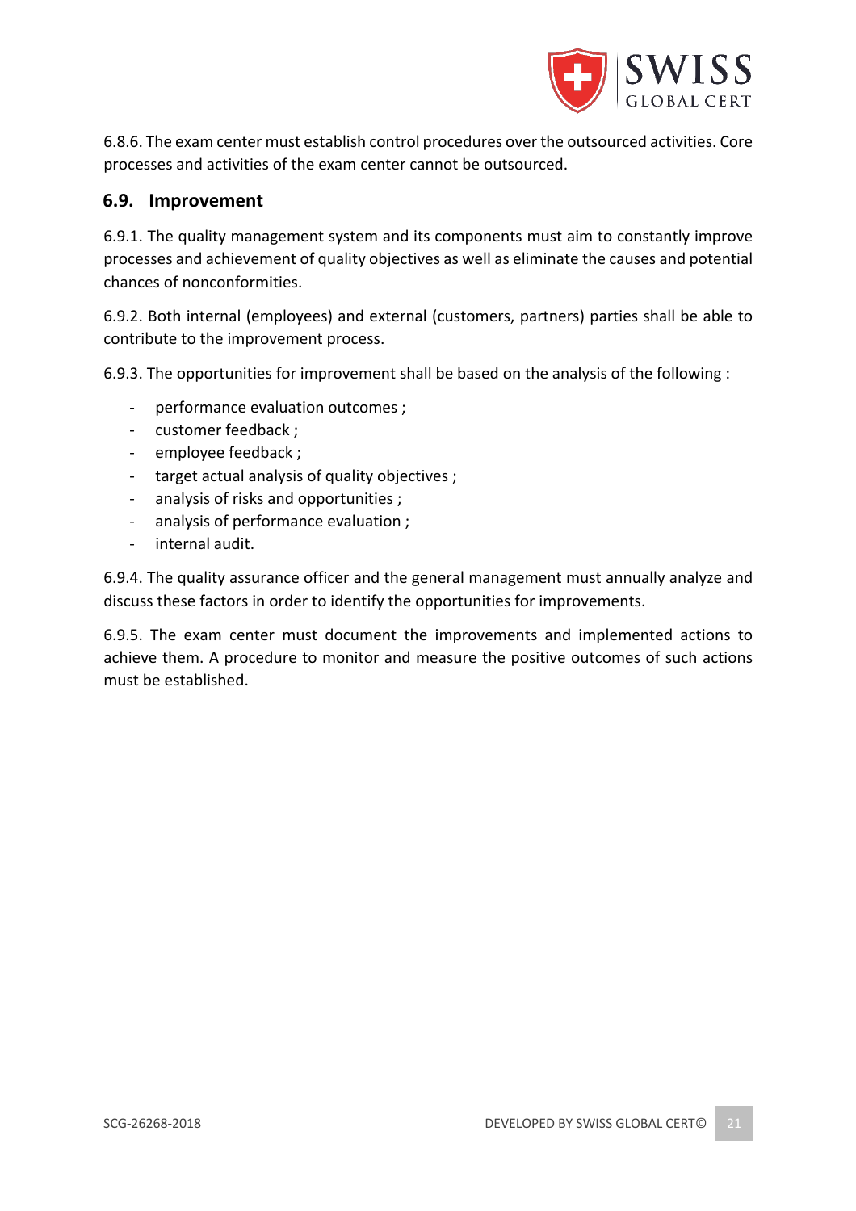6.8.6. The exam center must establish control procedures over the outsourced activities. Core processes and activities of the exam center cannot be outsourced.

## 6.9. Improvement

6.9.1. The quality management system and its components must aim to constantly improve processes and achievement of quality objectives as well as eliminate the causes and potential chances of nonconformities.

6.9.2. Both internal (employees) and external (customers, partners) parties shall be able to contribute to the improvement process.

6.9.3. The opportunities for improvement shall be based on the analysis of the following :

- performance evaluation outcomes ;
- customer feedback ;
- employee feedback ;
- target actual analysis of quality objectives ;
- analysis of risks and opportunities ;
- analysis of performance evaluation ;
- internal audit.

6.9.4. The quality assurance officer and the general management must annually analyze and discuss these factors in order to identify the opportunities for improvements.

6.9.5. The exam center must document the improvements and implemented actions to achieve them. A procedure to monitor and measure the positive outcomes of such actions must be established.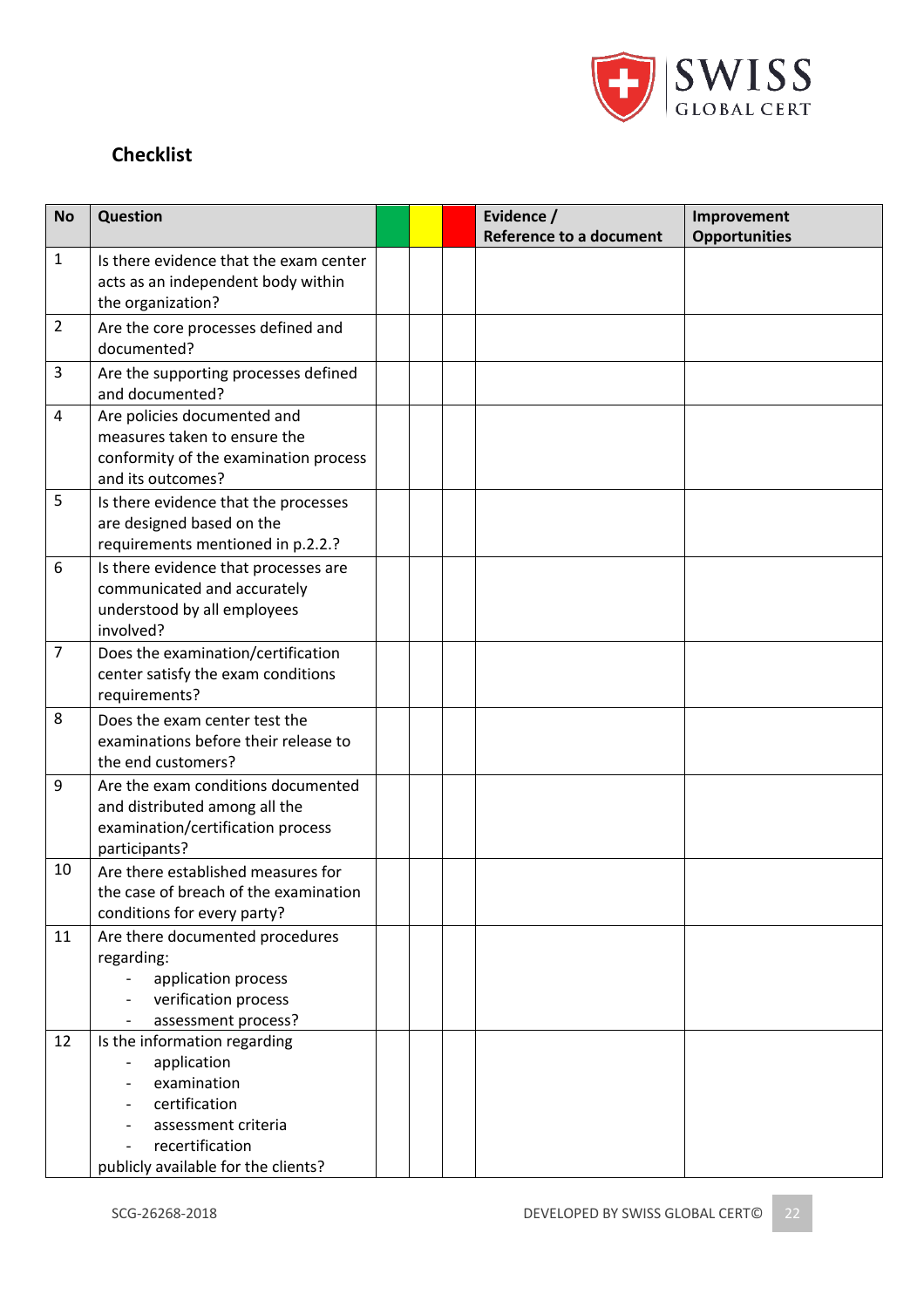## Checklist

| No | Question | | | | Evidence / Reference to a document | Improvement Opportunities |
|---|---|---|---|---|---|---|
| 1 | Is there evidence that the exam center acts as an independent body within the organization? | | | | | |
| 2 | Are the core processes defined and documented? | | | | | |
| 3 | Are the supporting processes defined and documented? | | | | | |
| 4 | Are policies documented and measures taken to ensure the conformity of the examination process and its outcomes? | | | | | |
| 5 | Is there evidence that the processes are designed based on the requirements mentioned in p.2.2.? | | | | | |
| 6 | Is there evidence that processes are communicated and accurately understood by all employees involved? | | | | | |
| 7 | Does the examination/certification center satisfy the exam conditions requirements? | | | | | |
| 8 | Does the exam center test the examinations before their release to the end customers? | | | | | |
| 9 | Are the exam conditions documented and distributed among all the examination/certification process participants? | | | | | |
| 10 | Are there established measures for the case of breach of the examination conditions for every party? | | | | | |
| 11 | Are there documented procedures regarding:<br>- application process<br>- verification process<br>- assessment process? | | | | | |
| 12 | Is the information regarding<br>- application<br>- examination<br>- certification<br>- assessment criteria<br>- recertification<br>publicly available for the clients? | | | | | |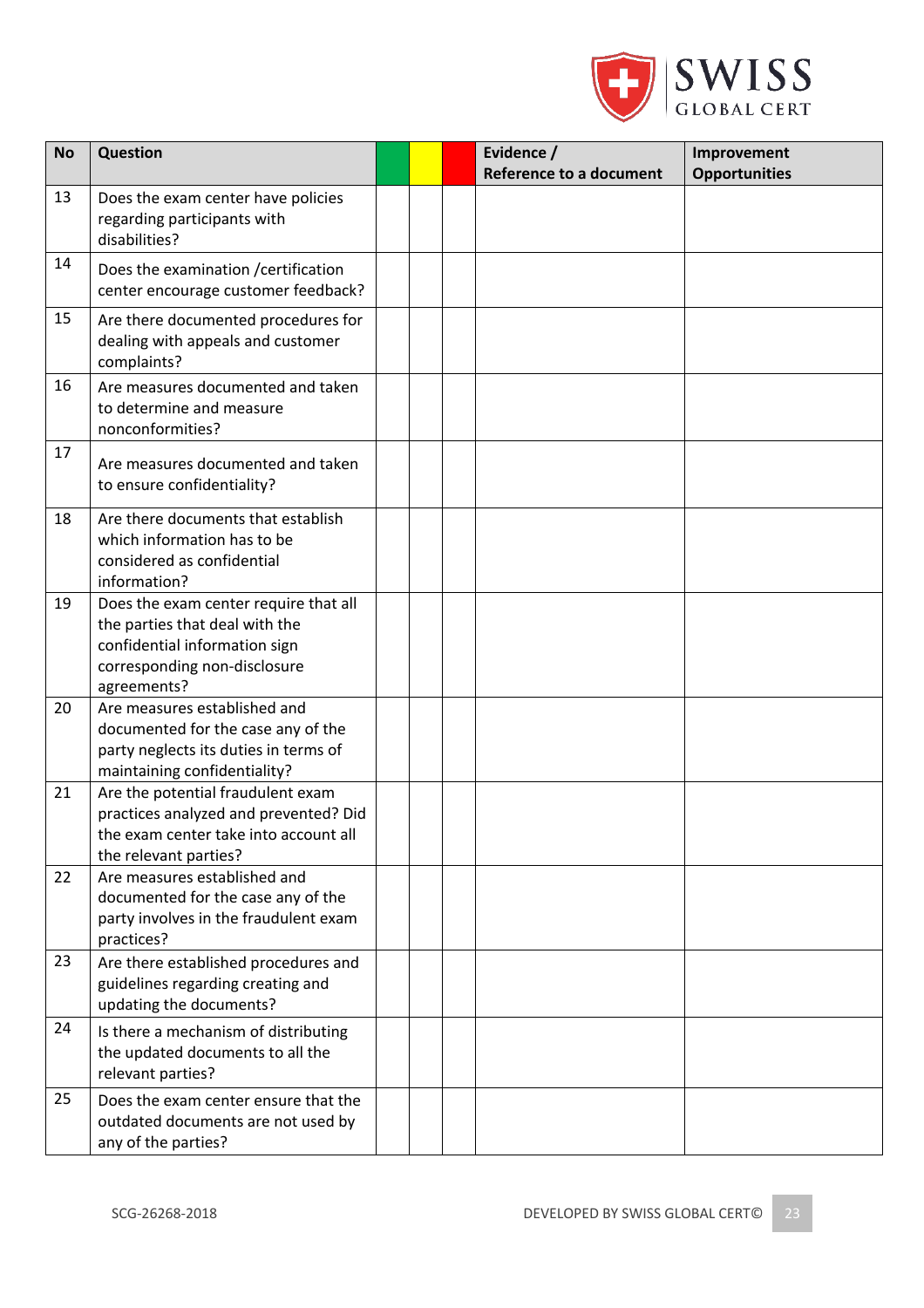| No | Question | | | | Evidence / Reference to a document | Improvement Opportunities |
|---|---|---|---|---|---|---|
| 13 | Does the exam center have policies regarding participants with disabilities? | | | | | |
| 14 | Does the examination /certification center encourage customer feedback? | | | | | |
| 15 | Are there documented procedures for dealing with appeals and customer complaints? | | | | | |
| 16 | Are measures documented and taken to determine and measure nonconformities? | | | | | |
| 17 | Are measures documented and taken to ensure confidentiality? | | | | | |
| 18 | Are there documents that establish which information has to be considered as confidential information? | | | | | |
| 19 | Does the exam center require that all the parties that deal with the confidential information sign corresponding non-disclosure agreements? | | | | | |
| 20 | Are measures established and documented for the case any of the party neglects its duties in terms of maintaining confidentiality? | | | | | |
| 21 | Are the potential fraudulent exam practices analyzed and prevented? Did the exam center take into account all the relevant parties? | | | | | |
| 22 | Are measures established and documented for the case any of the party involves in the fraudulent exam practices? | | | | | |
| 23 | Are there established procedures and guidelines regarding creating and updating the documents? | | | | | |
| 24 | Is there a mechanism of distributing the updated documents to all the relevant parties? | | | | | |
| 25 | Does the exam center ensure that the outdated documents are not used by any of the parties? | | | | | |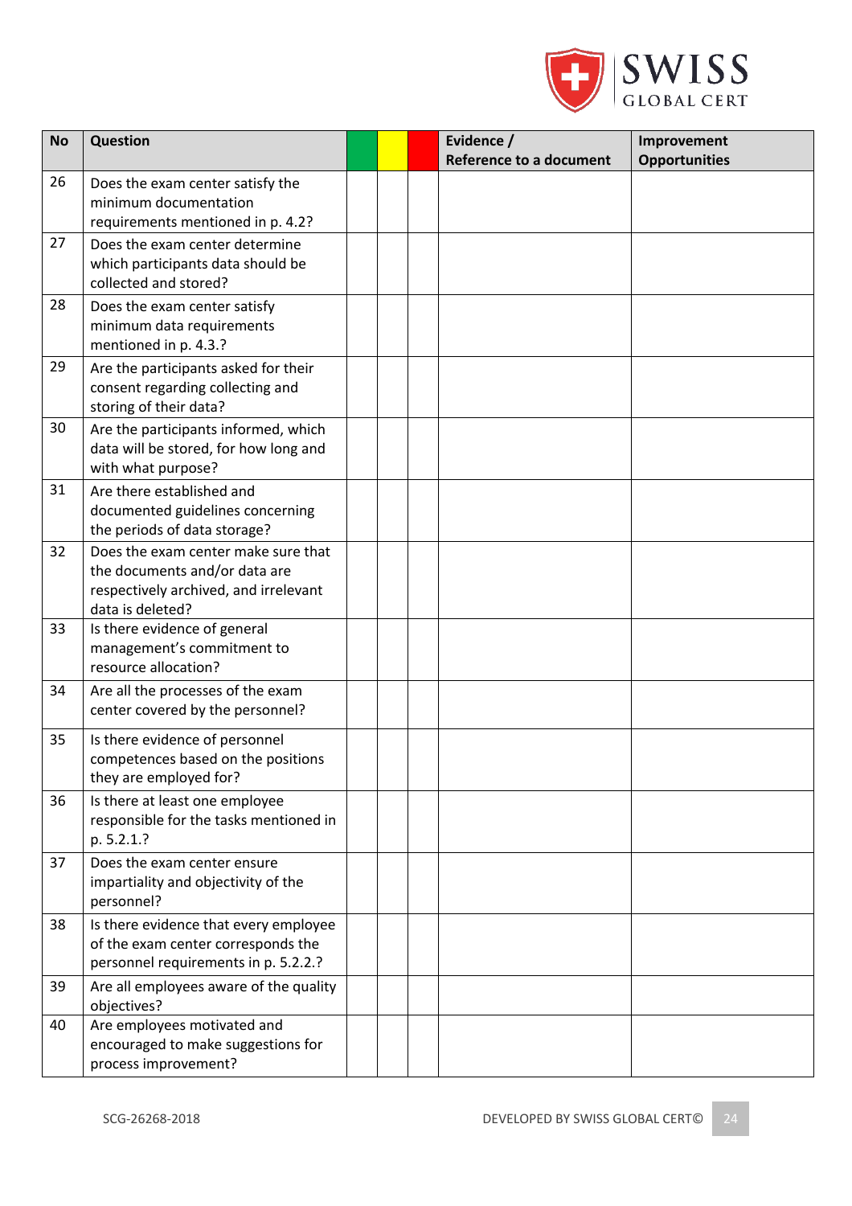| No | Question | | | | Evidence / Reference to a document | Improvement Opportunities |
|---|---|---|---|---|---|---|
| 26 | Does the exam center satisfy the minimum documentation requirements mentioned in p. 4.2? | | | | | |
| 27 | Does the exam center determine which participants data should be collected and stored? | | | | | |
| 28 | Does the exam center satisfy minimum data requirements mentioned in p. 4.3.? | | | | | |
| 29 | Are the participants asked for their consent regarding collecting and storing of their data? | | | | | |
| 30 | Are the participants informed, which data will be stored, for how long and with what purpose? | | | | | |
| 31 | Are there established and documented guidelines concerning the periods of data storage? | | | | | |
| 32 | Does the exam center make sure that the documents and/or data are respectively archived, and irrelevant data is deleted? | | | | | |
| 33 | Is there evidence of general management's commitment to resource allocation? | | | | | |
| 34 | Are all the processes of the exam center covered by the personnel? | | | | | |
| 35 | Is there evidence of personnel competences based on the positions they are employed for? | | | | | |
| 36 | Is there at least one employee responsible for the tasks mentioned in p. 5.2.1.? | | | | | |
| 37 | Does the exam center ensure impartiality and objectivity of the personnel? | | | | | |
| 38 | Is there evidence that every employee of the exam center corresponds the personnel requirements in p. 5.2.2.? | | | | | |
| 39 | Are all employees aware of the quality objectives? | | | | | |
| 40 | Are employees motivated and encouraged to make suggestions for process improvement? | | | | | |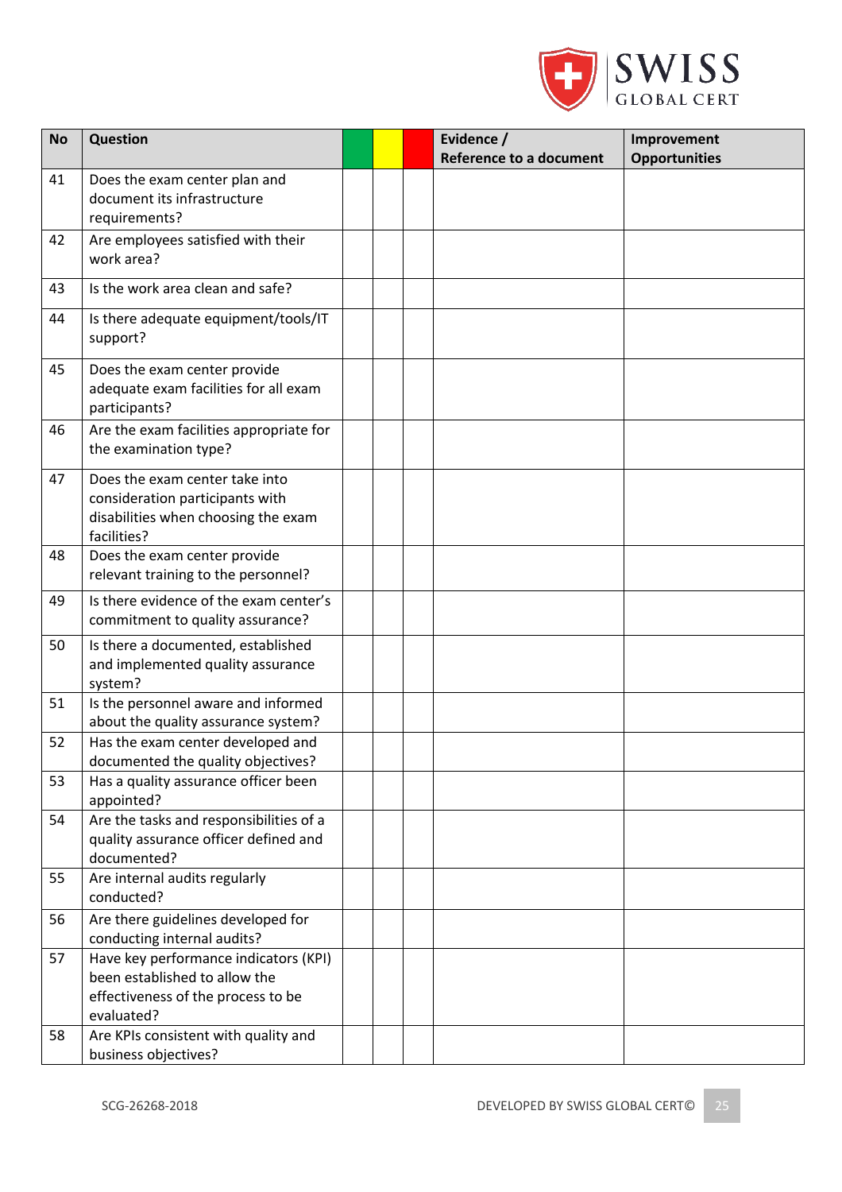| No | Question | | | | Evidence / Reference to a document | Improvement Opportunities |
|---|---|---|---|---|---|---|
| 41 | Does the exam center plan and document its infrastructure requirements? | | | | | |
| 42 | Are employees satisfied with their work area? | | | | | |
| 43 | Is the work area clean and safe? | | | | | |
| 44 | Is there adequate equipment/tools/IT support? | | | | | |
| 45 | Does the exam center provide adequate exam facilities for all exam participants? | | | | | |
| 46 | Are the exam facilities appropriate for the examination type? | | | | | |
| 47 | Does the exam center take into consideration participants with disabilities when choosing the exam facilities? | | | | | |
| 48 | Does the exam center provide relevant training to the personnel? | | | | | |
| 49 | Is there evidence of the exam center's commitment to quality assurance? | | | | | |
| 50 | Is there a documented, established and implemented quality assurance system? | | | | | |
| 51 | Is the personnel aware and informed about the quality assurance system? | | | | | |
| 52 | Has the exam center developed and documented the quality objectives? | | | | | |
| 53 | Has a quality assurance officer been appointed? | | | | | |
| 54 | Are the tasks and responsibilities of a quality assurance officer defined and documented? | | | | | |
| 55 | Are internal audits regularly conducted? | | | | | |
| 56 | Are there guidelines developed for conducting internal audits? | | | | | |
| 57 | Have key performance indicators (KPI) been established to allow the effectiveness of the process to be evaluated? | | | | | |
| 58 | Are KPIs consistent with quality and business objectives? | | | | | |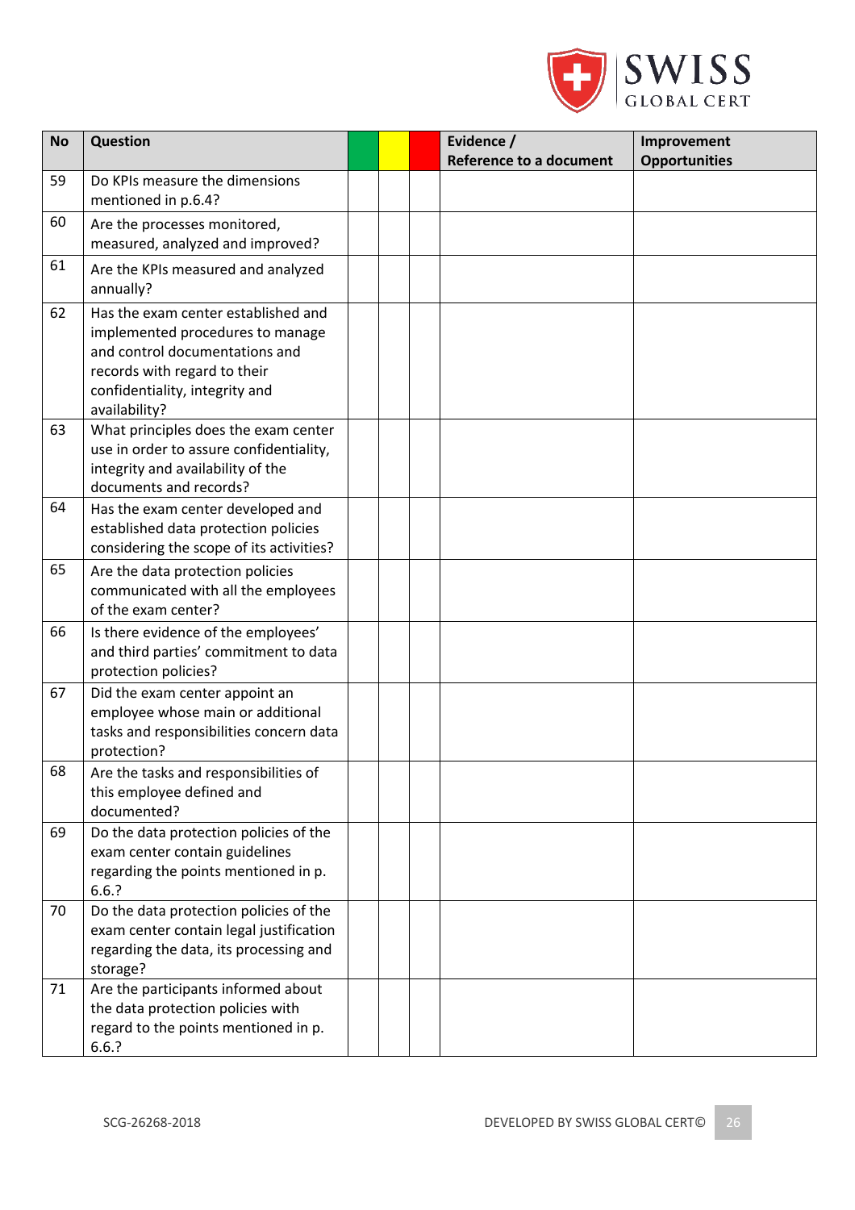| No | Question | | | | Evidence / Reference to a document | Improvement Opportunities |
|---|---|---|---|---|---|---|
| 59 | Do KPIs measure the dimensions mentioned in p.6.4? | | | | | |
| 60 | Are the processes monitored, measured, analyzed and improved? | | | | | |
| 61 | Are the KPIs measured and analyzed annually? | | | | | |
| 62 | Has the exam center established and implemented procedures to manage and control documentations and records with regard to their confidentiality, integrity and availability? | | | | | |
| 63 | What principles does the exam center use in order to assure confidentiality, integrity and availability of the documents and records? | | | | | |
| 64 | Has the exam center developed and established data protection policies considering the scope of its activities? | | | | | |
| 65 | Are the data protection policies communicated with all the employees of the exam center? | | | | | |
| 66 | Is there evidence of the employees' and third parties' commitment to data protection policies? | | | | | |
| 67 | Did the exam center appoint an employee whose main or additional tasks and responsibilities concern data protection? | | | | | |
| 68 | Are the tasks and responsibilities of this employee defined and documented? | | | | | |
| 69 | Do the data protection policies of the exam center contain guidelines regarding the points mentioned in p. 6.6.? | | | | | |
| 70 | Do the data protection policies of the exam center contain legal justification regarding the data, its processing and storage? | | | | | |
| 71 | Are the participants informed about the data protection policies with regard to the points mentioned in p. 6.6.? | | | | | |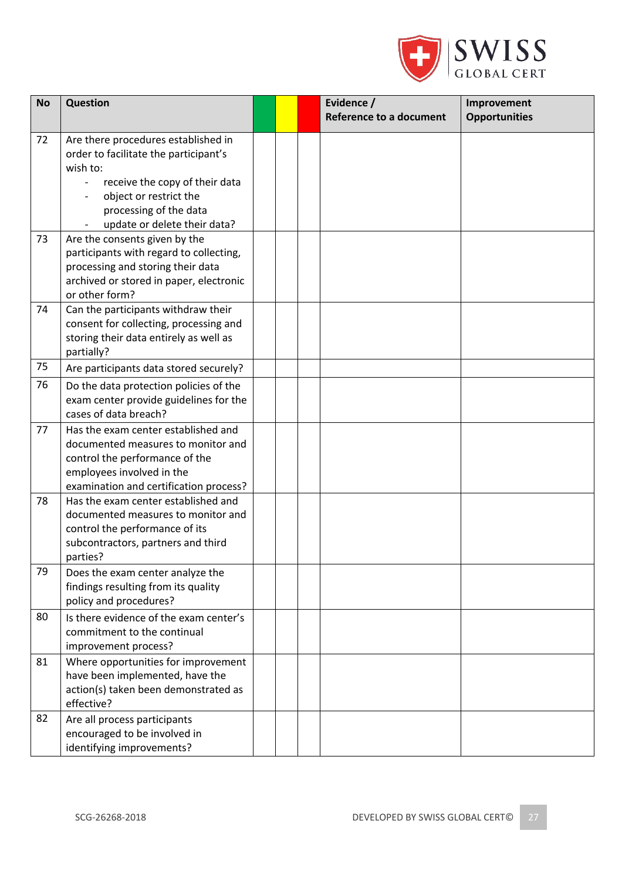| No | Question | | | | Evidence / Reference to a document | Improvement Opportunities |
|---|---|---|---|---|---|---|
| 72 | Are there procedures established in order to facilitate the participant's wish to: <br>- receive the copy of their data <br>- object or restrict the processing of the data <br>- update or delete their data? | | | | | |
| 73 | Are the consents given by the participants with regard to collecting, processing and storing their data archived or stored in paper, electronic or other form? | | | | | |
| 74 | Can the participants withdraw their consent for collecting, processing and storing their data entirely as well as partially? | | | | | |
| 75 | Are participants data stored securely? | | | | | |
| 76 | Do the data protection policies of the exam center provide guidelines for the cases of data breach? | | | | | |
| 77 | Has the exam center established and documented measures to monitor and control the performance of the employees involved in the examination and certification process? | | | | | |
| 78 | Has the exam center established and documented measures to monitor and control the performance of its subcontractors, partners and third parties? | | | | | |
| 79 | Does the exam center analyze the findings resulting from its quality policy and procedures? | | | | | |
| 80 | Is there evidence of the exam center's commitment to the continual improvement process? | | | | | |
| 81 | Where opportunities for improvement have been implemented, have the action(s) taken been demonstrated as effective? | | | | | |
| 82 | Are all process participants encouraged to be involved in identifying improvements? | | | | | |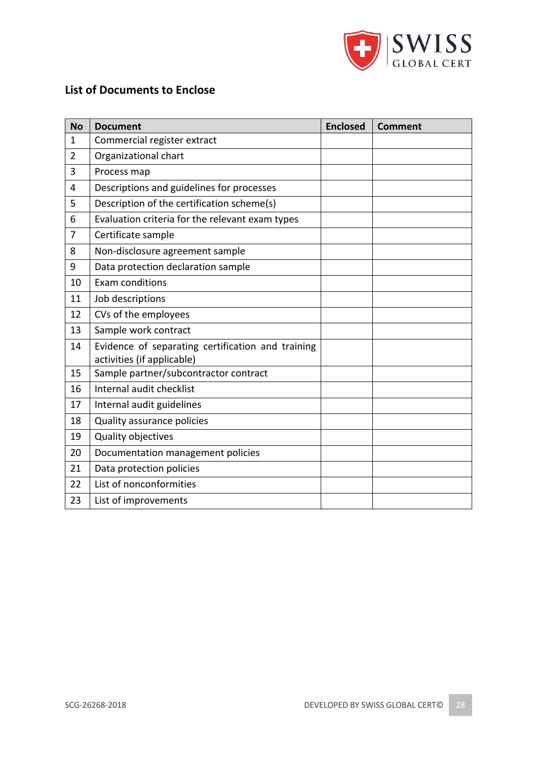## List of Documents to Enclose

| No | Document | Enclosed | Comment |
|---|---|---|---|
| 1 | Commercial register extract | | |
| 2 | Organizational chart | | |
| 3 | Process map | | |
| 4 | Descriptions and guidelines for processes | | |
| 5 | Description of the certification scheme(s) | | |
| 6 | Evaluation criteria for the relevant exam types | | |
| 7 | Certificate sample | | |
| 8 | Non-disclosure agreement sample | | |
| 9 | Data protection declaration sample | | |
| 10 | Exam conditions | | |
| 11 | Job descriptions | | |
| 12 | CVs of the employees | | |
| 13 | Sample work contract | | |
| 14 | Evidence of separating certification and training activities (if applicable) | | |
| 15 | Sample partner/subcontractor contract | | |
| 16 | Internal audit checklist | | |
| 17 | Internal audit guidelines | | |
| 18 | Quality assurance policies | | |
| 19 | Quality objectives | | |
| 20 | Documentation management policies | | |
| 21 | Data protection policies | | |
| 22 | List of nonconformities | | |
| 23 | List of improvements | | |